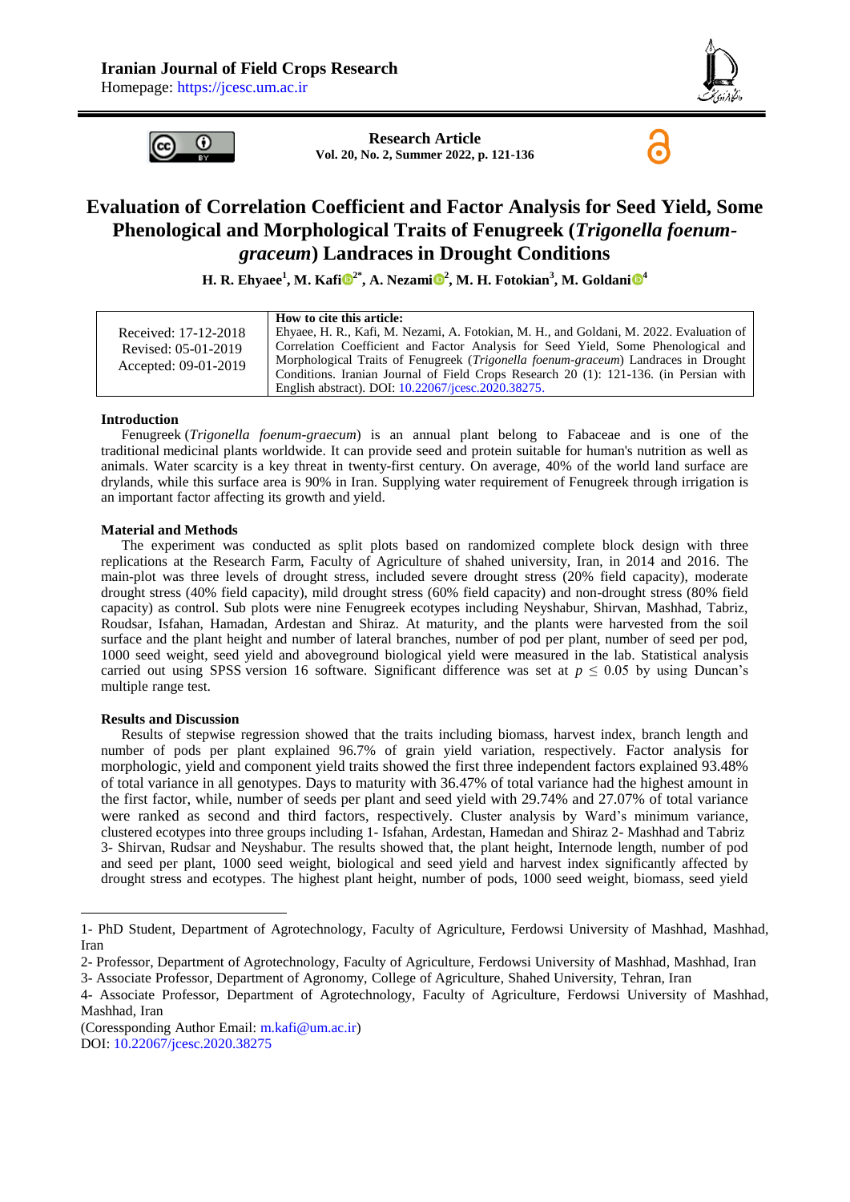# Iranian Journal of Field Crops Research

Homepage: https://jcesc.um.ac.ir

**Research Article**
**Vol. 20, No. 2, Summer 2022, p. 121-136**

# Evaluation of Correlation Coefficient and Factor Analysis for Seed Yield, Some Phenological and Morphological Traits of Fenugreek (*Trigonella foenum-graceum*) Landraces in Drought Conditions

**H. R. Ehyaee[1], M. Kafi[2*], A. Nezami[2], M. H. Fotokian[3], M. Goldani[4]**

| Received: 17-12-2018<br>Revised: 05-01-2019<br>Accepted: 09-01-2019 | **How to cite this article:**<br>Ehyaee, H. R., Kafi, M. Nezami, A. Fotokian, M. H., and Goldani, M. 2022. Evaluation of Correlation Coefficient and Factor Analysis for Seed Yield, Some Phenological and Morphological Traits of Fenugreek (*Trigonella foenum-graceum*) Landraces in Drought Conditions. Iranian Journal of Field Crops Research 20 (1): 121-136. (in Persian with English abstract). DOI: 10.22067/jcesc.2020.38275. |
|---|---|

### Introduction

Fenugreek (*Trigonella foenum-graecum*) is an annual plant belong to Fabaceae and is one of the traditional medicinal plants worldwide. It can provide seed and protein suitable for human's nutrition as well as animals. Water scarcity is a key threat in twenty-first century. On average, 40% of the world land surface are drylands, while this surface area is 90% in Iran. Supplying water requirement of Fenugreek through irrigation is an important factor affecting its growth and yield.

### Material and Methods

The experiment was conducted as split plots based on randomized complete block design with three replications at the Research Farm, Faculty of Agriculture of shahed university, Iran, in 2014 and 2016. The main-plot was three levels of drought stress, included severe drought stress (20% field capacity), moderate drought stress (40% field capacity), mild drought stress (60% field capacity) and non-drought stress (80% field capacity) as control. Sub plots were nine Fenugreek ecotypes including Neyshabur, Shirvan, Mashhad, Tabriz, Roudsar, Isfahan, Hamadan, Ardestan and Shiraz. At maturity, and the plants were harvested from the soil surface and the plant height and number of lateral branches, number of pod per plant, number of seed per pod, 1000 seed weight, seed yield and aboveground biological yield were measured in the lab. Statistical analysis carried out using SPSS version 16 software. Significant difference was set at $p \leq 0.05$ by using Duncan's multiple range test.

### Results and Discussion

Results of stepwise regression showed that the traits including biomass, harvest index, branch length and number of pods per plant explained 96.7% of grain yield variation, respectively. Factor analysis for morphologic, yield and component yield traits showed the first three independent factors explained 93.48% of total variance in all genotypes. Days to maturity with 36.47% of total variance had the highest amount in the first factor, while, number of seeds per plant and seed yield with 29.74% and 27.07% of total variance were ranked as second and third factors, respectively. Cluster analysis by Ward's minimum variance, clustered ecotypes into three groups including 1- Isfahan, Ardestan, Hamedan and Shiraz 2- Mashhad and Tabriz 3- Shirvan, Rudsar and Neyshabur. The results showed that, the plant height, Internode length, number of pod and seed per plant, 1000 seed weight, biological and seed yield and harvest index significantly affected by drought stress and ecotypes. The highest plant height, number of pods, 1000 seed weight, biomass, seed yield

---

1- PhD Student, Department of Agrotechnology, Faculty of Agriculture, Ferdowsi University of Mashhad, Mashhad, Iran

2- Professor, Department of Agrotechnology, Faculty of Agriculture, Ferdowsi University of Mashhad, Mashhad, Iran

3- Associate Professor, Department of Agronomy, College of Agriculture, Shahed University, Tehran, Iran

4- Associate Professor, Department of Agrotechnology, Faculty of Agriculture, Ferdowsi University of Mashhad, Mashhad, Iran

(Coressponding Author Email: m.kafi@um.ac.ir)

DOI: 10.22067/jcesc.2020.38275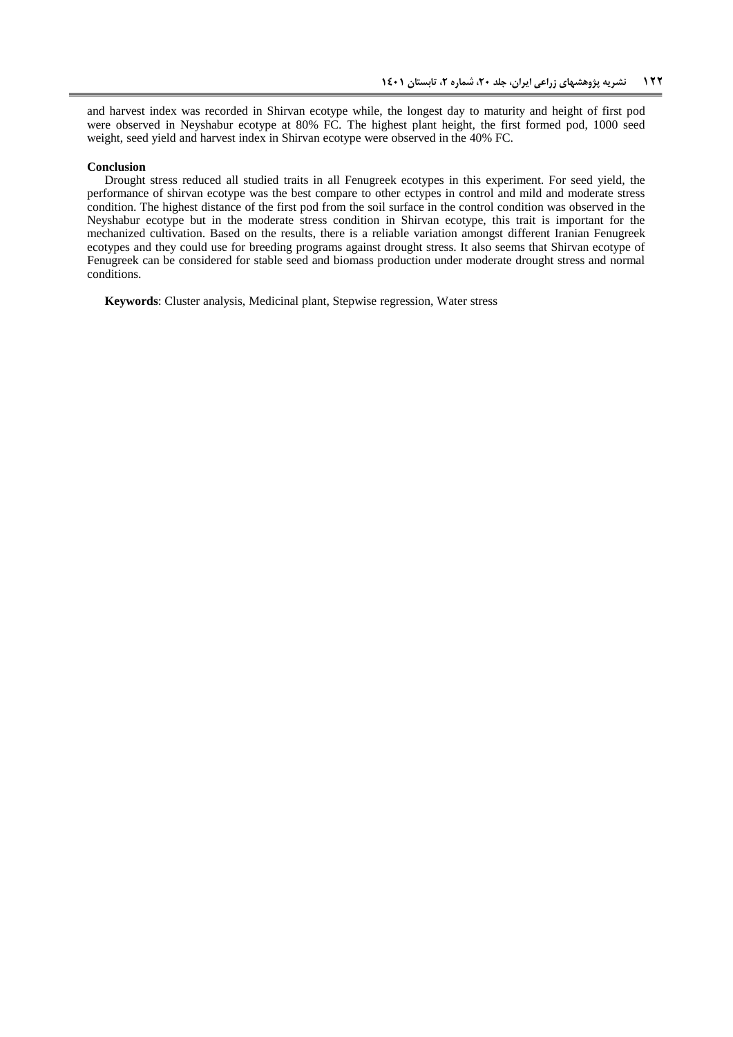and harvest index was recorded in Shirvan ecotype while, the longest day to maturity and height of first pod were observed in Neyshabur ecotype at 80% FC. The highest plant height, the first formed pod, 1000 seed weight, seed yield and harvest index in Shirvan ecotype were observed in the 40% FC.

**Conclusion**

Drought stress reduced all studied traits in all Fenugreek ecotypes in this experiment. For seed yield, the performance of shirvan ecotype was the best compare to other ectypes in control and mild and moderate stress condition. The highest distance of the first pod from the soil surface in the control condition was observed in the Neyshabur ecotype but in the moderate stress condition in Shirvan ecotype, this trait is important for the mechanized cultivation. Based on the results, there is a reliable variation amongst different Iranian Fenugreek ecotypes and they could use for breeding programs against drought stress. It also seems that Shirvan ecotype of Fenugreek can be considered for stable seed and biomass production under moderate drought stress and normal conditions.

**Keywords**: Cluster analysis, Medicinal plant, Stepwise regression, Water stress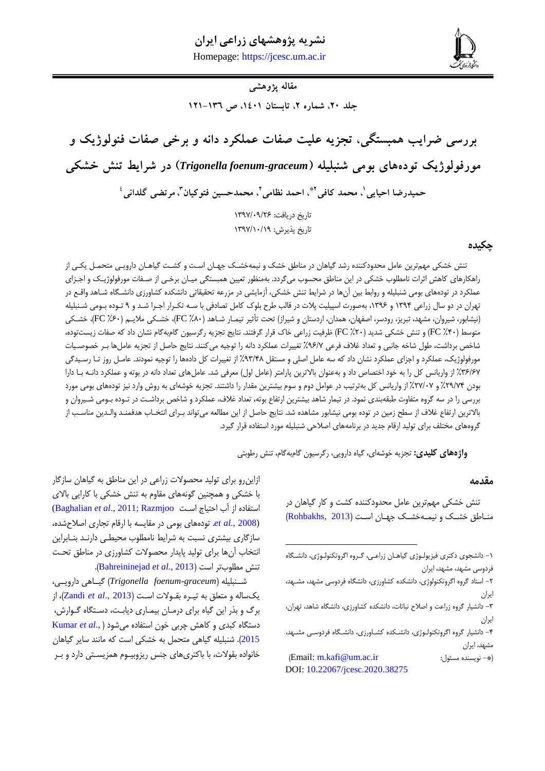مقاله پژوهشی

# بررسی ضرایب همبستگی، تجزیه علیت صفات عملکرد دانه و برخی صفات فنولوژیک و مورفولوژیک توده‌های بومی شنبلیله (*Trigonella foenum-graceum*) در شرایط تنش خشکی

**حمیدرضا احیایی[1]، محمد کافی[2*]، احمد نظامی[2]، محمدحسین فتوکیان[3]، مرتضی گلدانی[4]**

تاریخ دریافت: ۱۳۹۷/۰۹/۲۶

تاریخ پذیرش: ۱۳۹۷/۱۰/۱۹

## چکیده

تنش خشکی مهم‌ترین عامل محدودکننده رشد گیاهان در مناطق خشک و نیمه‌خشک جهان است و کشت گیاهان دارویی متحمل یکی از راهکارهای کاهش اثرات نامطلوب خشکی در این مناطق محسوب می‌گردد. به‌منظور تعیین همبستگی میان برخی از صفات مورفولوژیک و اجزای عملکرد در توده‌های بومی شنبلیله و روابط بین آن‌ها در شرایط تنش خشکی، آزمایشی در مزرعه تحقیقاتی دانشکده کشاورزی دانشگاه شاهد واقع در تهران در دو سال زراعی ۱۳۹۴ و ۱۳۹۶، به‌صورت اسپلیت پلات در قالب طرح بلوک کامل تصادفی با سه تکرار اجرا شد و ۹ توده بومی شنبلیله (نیشابور، شیروان، مشهد، تبریز، رودسر، اصفهان، همدان، اردستان و شیراز) تحت تأثیر تیمار شاهد (۸۰٪ FC)، خشکی ملایم (۶۰٪ FC)، خشکی متوسط (۴۰٪ FC) و تنش خشکی شدید (۲۰٪ FC) ظرفیت زراعی خاک قرار گرفتند. نتایج تجزیه رگرسیون گام‌به‌گام نشان داد که صفات زیست‌توده، شاخص برداشت، طول شاخه جانبی و تعداد غلاف فرعی ۹۶/۷٪ تغییرات عملکرد دانه را توجیه می‌کنند. نتایج حاصل از تجزیه عامل‌ها بر خصوصیات مورفولوژیک، عملکرد و اجزای عملکرد نشان داد که سه عامل اصلی و مستقل ۹۳/۴۸٪ از تغییرات کل داده‌ها را توجیه نمودند. عامل روز تا رسیدگی ۳۶/۶۷٪ از واریانس کل را به خود اختصاص داد و به‌عنوان بالاترین پارامتر (عامل اول) معرفی شد. عامل‌های تعداد دانه در بوته و عملکرد دانه با دارا بودن ۲۹/۷۴٪ و ۲۷/۰۷٪ از واریانس کل به‌ترتیب در عوامل دوم و سوم بیشترین مقدار را داشتند. تجزیه خوشه‌ای به روش وارد نیز توده‌های بومی مورد بررسی را در سه گروه متفاوت طبقه‌بندی نمود. در تیمار شاهد بیشترین ارتفاع بوته، تعداد غلاف، عملکرد و شاخص برداشت در توده بومی شیروان و بالاترین ارتفاع غلاف از سطح زمین در توده بومی نیشابور مشاهده شد. نتایج حاصل از این مطالعه می‌تواند برای انتخاب هدفمند والدین مناسب از گروه‌های مختلف برای تولید ارقام جدید در برنامه‌های اصلاحی شنبلیله مورد استفاده قرار گیرد.

**واژه‌های کلیدی:** تجزیه خوشه‌ای، گیاه دارویی، رگرسیون گام‌به‌گام، تنش رطوبتی

## مقدمه

تنش خشکی مهم‌ترین عامل محدودکننده کشت و کار گیاهان در مناطق خشک و نیمه‌خشک جهان است (Rohbakhs, 2013) ازاین‌رو برای تولید محصولات زراعی در این مناطق به گیاهان سازگار با خشکی و همچنین گونه‌های مقاوم به تنش خشکی با کارایی بالای استفاده از آب احتیاج است (Baghalian *et al*., 2011; Razmjoo *et al*., 2008). توده‌های بومی در مقایسه با ارقام تجاری اصلاح‌شده، سازگاری بیشتری نسبت به شرایط نامطلوب محیطی دارند بنابراین انتخاب آن‌ها برای تولید پایدار محصولات کشاورزی در مناطق تحت تنش مطلوب‌تر است (Bahreininejad *et al*., 2013).

شنبلیله (*Trigonella foenum-graceum*) گیاهی دارویی، یک‌ساله و متعلق به تیره بقولات است (Zandi *et al*., 2013)، از برگ و بذر این گیاه برای درمان بیماری دیابت، دستگاه گوارش، دستگاه کبدی و کاهش چربی خون استفاده می‌شود (Kumar *et al*., 2015). شنبلیله گیاهی متحمل به خشکی است که مانند سایر گیاهان خانواده بقولات، با باکتری‌های جنس ریزوبیوم همزیستی دارد و بر

---

۱- دانشجوی دکتری فیزیولوژی گیاهان زراعی، گروه اگروتکنولوژی، دانشگاه فردوسی مشهد، مشهد، ایران

۲- استاد گروه اگروتکنولوژی، دانشکده کشاورزی، دانشگاه فردوسی مشهد، مشهد، ایران

۳- دانشیار گروه زراعت و اصلاح نباتات، دانشکده کشاورزی، دانشگاه شاهد، تهران، ایران

۴- دانشیار گروه اگروتکنولوژی، دانشکده کشاورزی، دانشگاه فردوسی مشهد، مشهد، ایران

(*- نویسنده مسئول: Email: m.kafi@um.ac.ir)

DOI: 10.22067/jcesc.2020.38275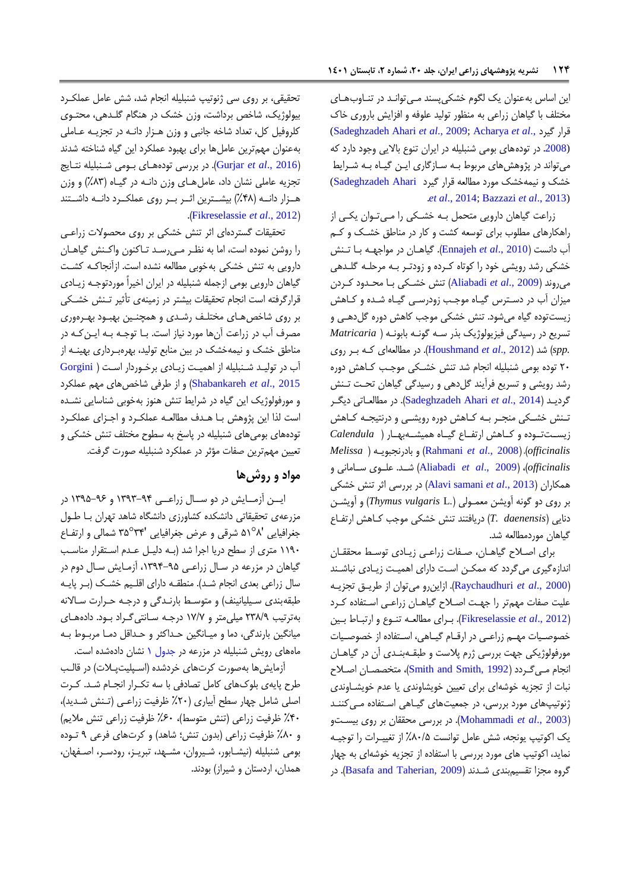این اساس به‌عنوان یک لگوم خشکی‌پسند می‌تواند در تناوب‌های مختلف با گیاهان زراعی به منظور تولید علوفه و افزایش باروری خاک قرار گیرد (Sadeghzadeh Ahari *et al*., 2009; Acharya *et al*., 2008). در توده‌های بومی شنبلیله در ایران تنوع بالایی وجود دارد که می‌تواند در پژوهش‌های مربوط به سازگاری این گیاه به شرایط خشک و نیمه‌خشک مورد مطالعه قرار گیرد (Sadeghzadeh Ahari *et al*., 2014; Bazzazi *et al*., 2013).

زراعت گیاهان دارویی متحمل به خشکی را می‌توان یکی از راهکارهای مطلوب برای توسعه کشت و کار در مناطق خشک و کم آب دانست (Ennajeh *et al*., 2010). گیاهان در مواجهه با تنش خشکی رشد رویشی خود را کوتاه کرده و زودتر به مرحله گلدهی می‌روند (Aliabadi *et al*., 2009). تنش خشکی با محدود کردن میزان آب در دسترس گیاه موجب زودرسی گیاه شده و کاهش زیست‌توده گیاه می‌شود. تنش خشکی موجب کاهش دوره گل‌دهی و تسریع در رسیدگی فیزیولوژیک بذر سه گونه بابونه (*Matricaria spp.*) شد (Houshmand *et al*., 2012). در مطالعه‌ای که بر روی ۲۰ توده بومی شنبلیله انجام شد تنش خشکی موجب کاهش دوره رشد رویشی و تسریع فرآیند گل‌دهی و رسیدگی گیاهان تحت تنش گردید (Sadeghzadeh Ahari *et al*., 2014). در مطالعاتی دیگر تنش خشکی منجر به کاهش دوره رویشی و درنتیجه کاهش زیست‌توده و کاهش ارتفاع گیاه همیشه‌بهار (*Calendula officinalis*) (Rahmani *et al*., 2008) و بادرنجبویه (*Melissa officinalis*) (Aliabadi *et al*., 2009) شد. علوی سامانی و همکاران (Alavi samani *et al*., 2013) در بررسی اثر تنش خشکی بر روی دو گونه آویشن معمولی (*Thymus vulgaris* L.) و آویشن دنایی (*T. daenensis*) دریافتند تنش خشکی موجب کاهش ارتفاع گیاهان موردمطالعه شد.

برای اصلاح گیاهان، صفات زراعی زیادی توسط محققان اندازه‌گیری می‌گردد که ممکن است دارای اهمیت زیادی نباشند (Raychaudhuri *et al*., 2000). ازاین‌رو می‌توان از طریق تجزیه علیت صفات مهم‌تر را جهت اصلاح گیاهان زراعی انتخاب کرد (Fikreselassie *et al*., 2012). برای مطالعه تنوع و ارتباط بین خصوصیات مهم زراعی در ارقام گیاهی، استفاده از خصوصیات مورفولوژیکی جهت بررسی ژرم پلاسم و طبقه‌بندی آن در گیاهان انجام می‌گردد (Smith and Smith, 1992). متخصصان اصلاح نبات از تجزیه خوشه‌ای برای تعیین خویشاوندی یا عدم خویشاوندی ژنوتیپ‌های مورد بررسی، در جمعیت‌های گیاهی استفاده می‌کنند (Mohammadi *et al*., 2003). در بررسی محققان بر روی بیست‌و یک اکوتیپ یونجه، شش عامل توانست ۸۰/۵٪ از تغییرات را توجیه نماید، اکوتیپ های مورد بررسی با استفاده از تجزیه خوشه‌ای به چهار گروه مجزا تقسیم‌بندی شدند (Basafa and Taherian, 2009). در تحقیقی، بر روی سی ژنوتیپ شنبلیله انجام شد، شش عامل عملکرد بیولوژیک، شاخص برداشت، وزن خشک در هنگام گلدهی، محتوی کلروفیل کل، تعداد شاخه جانبی و وزن هزار دانه در تجزیه عاملی به‌عنوان مهم‌ترین عامل‌ها برای بهبود عملکرد این گیاه شناخته شدند (Gurjar *et al*., 2016). در بررسی توده‌های بومی شنبلیله نتایج تجزیه عاملی نشان داد، عامل‌های وزن دانه در گیاه (۸۳٪) و وزن هزار دانه (۴۸٪) بیشترین اثر بر روی عملکرد دانه داشتند (Fikreselassie *et al*., 2012).

تحقیقات گسترده‌ای اثر تنش خشکی بر روی محصولات زراعی را روشن نموده است، اما به نظر می‌رسد تاکنون واکنش گیاهان دارویی به تنش خشکی به‌خوبی مطالعه نشده است. ازآنجاکه کشت گیاهان دارویی بومی ازجمله شنبلیله در ایران اخیراً موردتوجه زیادی قرارگرفته است انجام تحقیقات بیشتر در زمینه‌ی تأثیر تنش خشکی بر روی شاخص‌های مختلف رشدی و همچنین بهبود بهره‌وری مصرف آب در زراعت آن‌ها مورد نیاز است. با توجه به این‌که در مناطق خشک و نیمه‌خشک در بین منابع تولید، بهره‌برداری بهینه از آب در تولید شنبلیله از اهمیت زیادی برخوردار است (Gorgini Shabankareh *et al*., 2015) و از طرفی شاخص‌های مهم عملکرد و مورفولوژیک این گیاه در شرایط تنش هنوز به‌خوبی شناسایی نشده است لذا این پژوهش با هدف مطالعه عملکرد و اجزای عملکرد توده‌های بومی‌های شنبلیله در پاسخ به سطوح مختلف تنش خشکی و تعیین مهم‌ترین صفات مؤثر در عملکرد شنبلیله صورت گرفت.

## مواد و روش‌ها

این آزمایش در دو سال زراعی ۹۴-۱۳۹۳ و ۹۶-۱۳۹۵ در مزرعه‌ی تحقیقاتی دانشکده کشاورزی دانشگاه شاهد تهران با طول جغرافیایی ۵۱°۸' شرقی و عرض جغرافیایی ۳۵°۳۴' شمالی و ارتفاع ۱۱۹۰ متری از سطح دریا اجرا شد (به دلیل عدم استقرار مناسب گیاهان در مزرعه در سال زراعی ۹۵-۱۳۹۴، آزمایش سال دوم در سال زراعی بعدی انجام شد). منطقه دارای اقلیم خشک (بر پایه طبقه‌بندی سیلیانینف) و متوسط بارندگی و درجه حرارت سالانه به‌ترتیب ۲۳۸/۹ میلی‌متر و ۱۷/۷ درجه سانتی‌گراد بود. داده‌های میانگین بارندگی، دما و میانگین حداکثر و حداقل دما مربوط به ماه‌های رویش شنبلیله در مزرعه در جدول ۱ نشان داده‌شده است.

آزمایش‌ها به‌صورت کرت‌های خردشده (اسپلیت‌پلات) در قالب طرح پایه‌ی بلوک‌های کامل تصادفی با سه تکرار انجام شد. کرت اصلی شامل چهار سطح آبیاری (۲۰٪ ظرفیت زراعی (تنش شدید)، ۴۰٪ ظرفیت زراعی (تنش متوسط)، ۶۰٪ ظرفیت زراعی تنش ملایم) و ۸۰٪ ظرفیت زراعی (بدون تنش؛ شاهد) و کرت‌های فرعی ۹ توده بومی شنبلیله (نیشابور، شیروان، مشهد، تبریز، رودسر، اصفهان، همدان، اردستان و شیراز) بودند.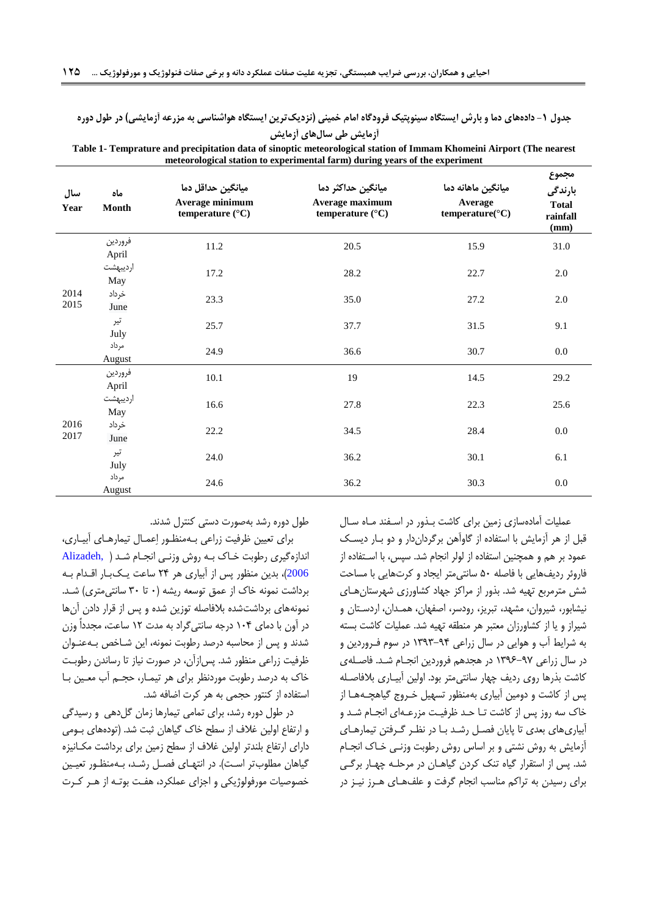جدول ۱- داده‌های دما و بارش ایستگاه سینوپتیک فرودگاه امام خمینی (نزدیک‌ترین ایستگاه هواشناسی به مزرعه آزمایشی) در طول دوره آزمایش طی سال‌های آزمایش

Table 1- Temprature and precipitation data of sinoptic meteorological station of Immam Khomeini Airport (The nearest meteorological station to experimental farm) during years of the experiment

| سال Year | ماه Month | میانگین حداقل دما Average minimum temperature (°C) | میانگین حداکثر دما Average maximum temperature (°C) | میانگین ماهانه دما Average temperature(°C) | مجموع بارندگی Total rainfall (mm) |
|---|---|---|---|---|---|
| 2014 2015 | فروردین April | 11.2 | 20.5 | 15.9 | 31.0 |
| | اردیبهشت May | 17.2 | 28.2 | 22.7 | 2.0 |
| | خرداد June | 23.3 | 35.0 | 27.2 | 2.0 |
| | تیر July | 25.7 | 37.7 | 31.5 | 9.1 |
| | مرداد August | 24.9 | 36.6 | 30.7 | 0.0 |
| 2016 2017 | فروردین April | 10.1 | 19 | 14.5 | 29.2 |
| | اردیبهشت May | 16.6 | 27.8 | 22.3 | 25.6 |
| | خرداد June | 22.2 | 34.5 | 28.4 | 0.0 |
| | تیر July | 24.0 | 36.2 | 30.1 | 6.1 |
| | مرداد August | 24.6 | 36.2 | 30.3 | 0.0 |

عملیات آماده‌سازی زمین برای کاشت بـذور در اسـفند مـاه سـال قبل از هر آزمایش با استفاده از گاوآهن برگردان‌دار و دو بـار دیسـک عمود بر هم و همچنین استفاده از لولر انجام شد. سپس، با اسـتفاده از فاروئر ردیف‌هایی با فاصله ۵۰ سانتی‌متر ایجاد و کرت‌هایی با مساحت شش مترمربع تهیه شد. بذور از مراکز جهاد کشاورزی شهرستان‌هـای نیشابور، شیروان، مشهد، تبریز، رودسر، اصفهان، همـدان، اردسـتان و شیراز و یا از کشاورزان معتبر هر منطقه تهیه شد. عملیات کاشت بسته به شرایط آب و هوایی در سال زراعی ۹۴-۱۳۹۳ در سوم فـروردین و در سال زراعی ۹۷-۱۳۹۶ در هجدهم فروردین انجـام شـد. فاصـله‌ی کاشت بذرها روی ردیف چهار سانتی‌متر بود. اولین آبیـاری بلافاصـله پس از کاشت و دومین آبیاری به‌منظور تسهیل خـروج گیاهچـه‌هـا از خاک سه روز پس از کاشت تـا حـد ظرفیـت مزرعـه‌ای انجـام شـد و آبیاری‌های بعدی تا پایان فصـل رشـد بـا در نظـر گـرفتن تیمارهـای آزمایش به روش نشتی و بر اساس روش رطوبت وزنـی خـاک انجـام شد. پس از استقرار گیاه تنک کردن گیاهـان در مرحلـه چهـار برگـی برای رسیدن به تراکم مناسب انجام گرفت و علف‌هـای هـرز نیـز در طول دوره رشد به‌صورت دستی کنترل شدند.

برای تعیین ظرفیت زراعی بـه‌منظـور اِعمـال تیمارهـای آبیـاری، اندازه‌گیری رطوبت خـاک بـه روش وزنـی انجـام شـد (Alizadeh, 2006)، بدین منظور پس از آبیاری هر ۲۴ ساعت یـک‌بـار اقـدام بـه برداشت نمونه خاک از عمق توسعه ریشه (۰ تا ۳۰ سانتی‌متری) شـد. نمونه‌های برداشت‌شده بلافاصله توزین شده و پس از قرار دادن آن‌ها در آون با دمای ۱۰۴ درجه سانتی‌گراد به مدت ۱۲ ساعت، مجدداً وزن شدند و پس از محاسبه درصد رطوبت نمونه، این شـاخص بـه‌عنـوان ظرفیت زراعی منظور شد. پس‌ازآن، در صورت نیاز تا رساندن رطوبـت خاک به درصد رطوبت موردنظر برای هر تیمـار، حجـم آب معـین بـا استفاده از کنتور حجمی به هر کرت اضافه شد.

در طول دوره رشد، برای تمامی تیمارها زمان گل‌دهی و رسیدگی و ارتفاع اولین غلاف از سطح خاک گیاهان ثبت شد. (توده‌های بـومی دارای ارتفاع بلندتر اولین غلاف از سطح زمین برای برداشت مکـانیزه گیاهان مطلوب‌تر اسـت). در انتهـای فصـل رشـد، بـه‌منظـور تعیـین خصوصیات مورفولوژیکی و اجزای عملکرد، هفـت بوتـه از هـر کـرت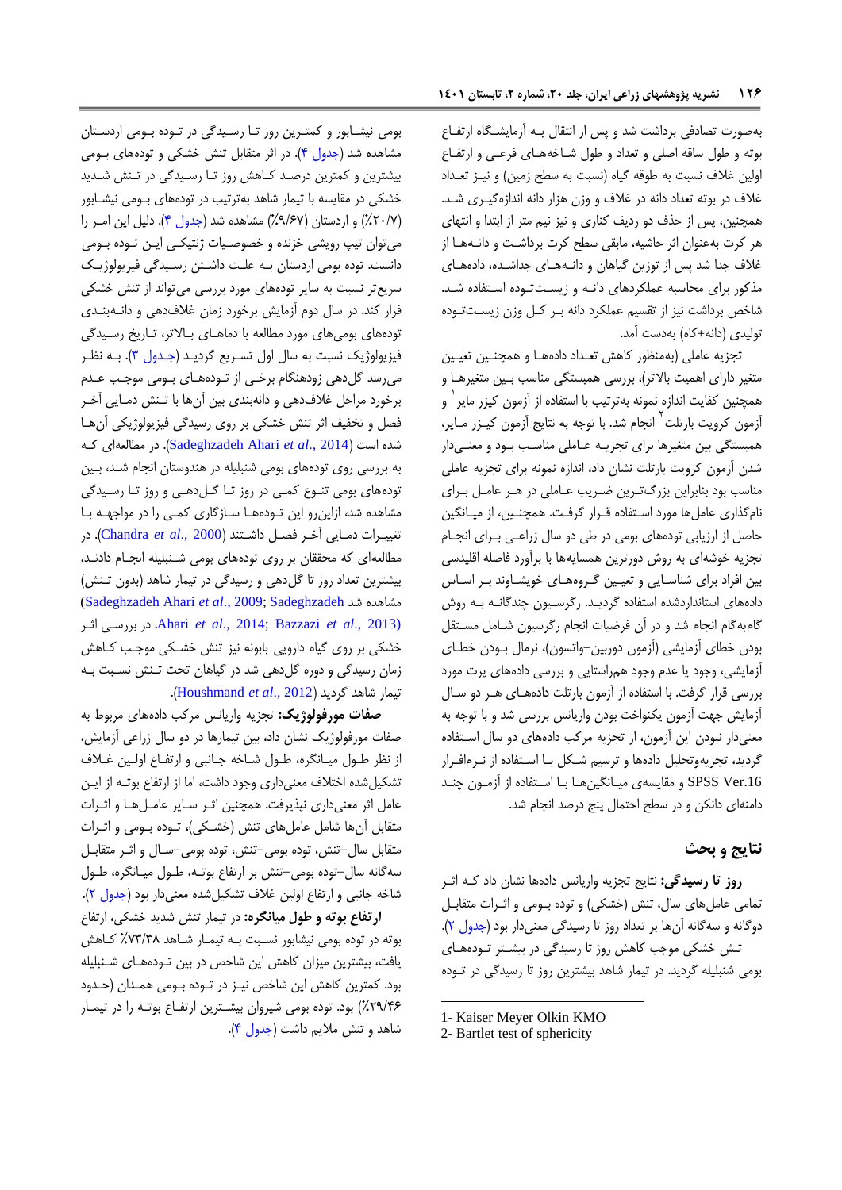به‌صورت تصادفی برداشت شد و پس از انتقال بـه آزمایشـگاه ارتفـاع بوته و طول ساقه اصلی و تعداد و طول شـاخه‌هـای فرعـی و ارتفـاع اولین غلاف نسبت به طوقه گیاه (نسبت به سطح زمین) و نیـز تعـداد غلاف در بوته تعداد دانه در غلاف و وزن هزار دانه اندازه‌گیـری شـد. همچنین، پس از حذف دو ردیف کناری و نیز نیم متر از ابتدا و انتهای هر کرت به‌عنوان اثر حاشیه، مابقی سطح کرت برداشـت و دانـه‌هـا از غلاف جدا شد پس از توزین گیاهان و دانـه‌هـای جداشـده، داده‌هـای مذکور برای محاسبه عملکردهای دانـه و زیسـت‌تـوده اسـتفاده شـد. شاخص برداشت نیز از تقسیم عملکرد دانه بـر کـل وزن زیسـت‌تـوده تولیدی (دانه+کاه) به‌دست آمد.

تجزیه عاملی (به‌منظور کاهش تعـداد داده‌هـا و همچنـین تعیـین متغیر دارای اهمیت بالاتر)، بررسی همبستگی مناسب بـین متغیرهـا و همچنین کفایت اندازه نمونه به‌ترتیب با استفاده از آزمون کیزر مایر [1] و آزمون کرویت بارتلت [2] انجام شد. با توجه به نتایج آزمون کیـزر مـایر، همبستگی بین متغیرها برای تجزیـه عـاملی مناسـب بـود و معنـی‌دار شدن آزمون کرویت بارتلت نشان داد، اندازه نمونه برای تجزیه عاملی مناسب بود بنابراین بزرگ‌تـرین ضـریب عـاملی در هـر عامـل بـرای نام‌گذاری عامل‌ها مورد اسـتفاده قـرار گرفـت. همچنـین، از میـانگین حاصل از ارزیابی توده‌های بومی در طی دو سال زراعـی بـرای انجـام تجزیه خوشه‌ای به روش دورترین همسایه‌ها با برآورد فاصله اقلیدسی بین افراد برای شناسـایی و تعیـین گـروه‌هـای خویشـاوند بـر اسـاس داده‌های استانداردشده استفاده گردیـد. رگرسـیون چندگانـه بـه روش گام‌به‌گام انجام شد و در آن فرضیات انجام رگرسیون شـامل مسـتقل بودن خطای آزمایشی (آزمون دوربین–واتسون)، نرمال بـودن خطـای آزمایشی، وجود یا عدم وجود هم‌راستایی و بررسی داده‌های پرت مورد بررسی قرار گرفت. با استفاده از آزمون بارتلت داده‌هـای هـر دو سـال آزمایش جهت آزمون یکنواخت بودن واریانس بررسی شد و با توجه به معنی‌دار نبودن این آزمون، از تجزیه مرکب داده‌های دو سال اسـتفاده گردید. تجزیه‌وتحلیل داده‌ها و ترسیم شـکل بـا اسـتفاده از نـرم‌افـزار SPSS Ver.16 و مقایسه‌ی میـانگین‌هـا بـا اسـتفاده از آزمـون چنـد دامنه‌ای دانکن و در سطح احتمال پنج درصد انجام شد.

## نتایج و بحث

**روز تا رسیدگی:** نتایج تجزیه واریانس داده‌ها نشان داد کـه اثـر تمامی عامل‌های سال، تنش (خشکی) و توده بـومی و اثـرات متقابـل دوگانه و سه‌گانه آن‌ها بر تعداد روز تا رسیدگی معنی‌دار بود (جدول ۲). تنش خشکی موجب کاهش روز تا رسیدگی در بیشـتر تـوده‌هـای بومی شنبلیله گردید. در تیمار شاهد بیشترین روز تا رسیدگی در تـوده بومی نیشـابور و کمتـرین روز تـا رسـیدگی در تـوده بـومی اردسـتان مشاهده شد (جدول ۴). در اثر متقابل تنش خشکی و توده‌های بـومی بیشترین و کمترین درصـد کـاهش روز تـا رسـیدگی در تـنش شـدید خشکی در مقایسه با تیمار شاهد به‌ترتیب در توده‌های بـومی نیشـابور (۲۰/۷٪) و اردستان (۹/۶۷٪) مشاهده شد (جدول ۴). دلیل این امـر را می‌توان تیپ رویشی خزنده و خصوصـیات ژنتیکـی ایـن تـوده بـومی دانست. توده بومی اردستان بـه علـت داشـتن رسـیدگی فیزیولوژیـک سریع‌تر نسبت به سایر توده‌های مورد بررسی می‌تواند از تنش خشکی فرار کند. در سال دوم آزمایش برخورد زمان غلاف‌دهی و دانـه‌بنـدی توده‌های بومی‌های مورد مطالعه با دماهـای بـالاتر، تـاریخ رسـیدگی فیزیولوژیک نسبت به سال اول تسـریع گردیـد (جـدول ۳). بـه نظـر می‌رسد گل‌دهی زودهنگام برخـی از تـوده‌هـای بـومی موجـب عـدم برخورد مراحل غلاف‌دهی و دانه‌بندی بین آن‌ها با تـنش دمـایی آخـر فصل و تخفیف اثر تنش خشکی بر روی رسیدگی فیزیولوژیکی آن‌هـا شده است (Sadeghzadeh Ahari *et al*., 2014). در مطالعه‌ای کـه به بررسی روی توده‌های بومی شنبلیله در هندوستان انجام شـد، بـین توده‌های بومی تنـوع کمـی در روز تـا گـل‌دهـی و روز تـا رسـیدگی مشاهده شد، ازاین‌رو این تـوده‌هـا سـازگاری کمـی را در مواجهـه بـا تغییـرات دمـایی آخـر فصـل داشـتند (Chandra *et al*., 2000). در مطالعه‌ای که محققان بر روی توده‌های بومی شـنبلیله انجـام دادنـد، بیشترین تعداد روز تا گل‌دهی و رسیدگی در تیمار شاهد (بدون تـنش) مشاهده شد (Sadeghzadeh Ahari *et al*., 2009; Sadeghzadeh Ahari *et al*., 2014; Bazzazi *et al*., 2013). در بررسـی اثـر خشکی بر روی گیاه دارویی بابونه نیز تنش خشـکی موجـب کـاهش زمان رسیدگی و دوره گل‌دهی شد در گیاهان تحت تـنش نسـبت بـه تیمار شاهد گردید (Houshmand *et al*., 2012).

**صفات مورفولوژیک:** تجزیه واریانس مرکب داده‌های مربوط به صفات مورفولوژیک نشان داد، بین تیمارها در دو سال زراعی آزمایش، از نظر طـول میـانگره، طـول شـاخه جـانبی و ارتفـاع اولـین غـلاف تشکیل‌شده اختلاف معنی‌داری وجود داشت، اما از ارتفاع بوتـه از ایـن عامل اثر معنی‌داری نپذیرفت. همچنین اثـر سـایر عامـل‌هـا و اثـرات متقابل آن‌ها شامل عامل‌های تنش (خشـکی)، تـوده بـومی و اثـرات متقابـل سال–تنش، توده بومی–تنش، توده بومی–سـال و اثـر متقابـل سه‌گانه سال–توده بومی–تنش بر ارتفاع بوتـه، طـول میـانگره، طـول شاخه جانبی و ارتفاع اولین غلاف تشکیل‌شده معنی‌دار بود (جدول ۲).

**ارتفاع بوته و طول میانگره:** در تیمار تنش شدید خشکی، ارتفاع بوته در توده بومی نیشابور نسـبت بـه تیمـار شـاهد ۷۳/۳۸٪ کـاهش یافت، بیشترین میزان کاهش این شاخص در بین تـوده‌هـای شـنبلیله بود. کمترین کاهش این شاخص نیـز در تـوده بـومی همـدان (حـدود ۲۹/۴۶٪) بود. توده بومی شیروان بیشـترین ارتفـاع بوتـه را در تیمـار شاهد و تنش ملایم داشت (جدول ۴).

---

1- Kaiser Meyer Olkin KMO
2- Bartlet test of sphericity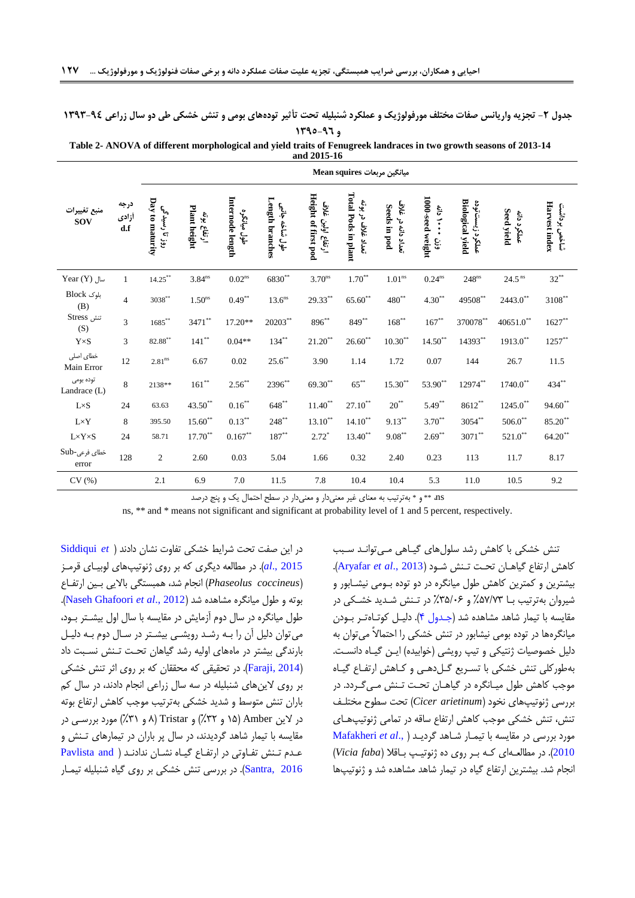جدول ۲- تجزیه واریانس صفات مختلف مورفولوژیک و عملکرد شنبلیله تحت تأثیر توده‌های بومی و تنش خشکی طی دو سال زراعی ۹۴-۱۳۹۳ و ۹۶-۱۳۹۵

Table 2- ANOVA of different morphological and yield traits of Fenugreek landraces in two growth seasons of 2013-14 and 2015-16

| منبع تغییرات SOV | درجه آزادی d.f | روز تا رسیدگی Day to maturity | ارتفاع بوته Plant height | طول میانگره Internode length | طول شاخه جانبی Length branches | ارتفاع اولین غلاف Height of first pod | تعداد غلاف در بوته Total Pods in plant | تعداد دانه در غلاف Seeds in pod | وزن ۱۰۰۰ دانه 1000-seed weight | عملکرد زیستتوده Biological yield | عملکرد دانه Seed yield | شاخص برداشت Harvest index |
|---|---|---|---|---|---|---|---|---|---|---|---|---|
| | | میانگین مربعات Mean squires | | | | | | | | | | |
| سال Year (Y) | 1 | 14.25** | 3.84ns | 0.02ns | 6830** | 3.70ns | 1.70** | 1.01ns | 0.24ns | 248ns | 24.5 ns | 32** |
| بلوک Block (B) | 4 | 3038** | 1.50ns | 0.49** | 13.6ns | 29.33** | 65.60** | 480** | 4.30** | 49508** | 2443.0** | 3108** |
| تنش Stress (S) | 3 | 1685** | 3471** | 17.20** | 20203** | 896** | 849** | 168** | 167** | 370078** | 40651.0** | 1627** |
| Y×S | 3 | 82.88** | 141** | 0.04** | 134** | 21.20** | 26.60** | 10.30** | 14.50** | 14393** | 1913.0** | 1257** |
| خطای اصلی Main Error | 12 | 2.81ns | 6.67 | 0.02 | 25.6** | 3.90 | 1.14 | 1.72 | 0.07 | 144 | 26.7 | 11.5 |
| توده بومی Landrace (L) | 8 | 2138** | 161** | 2.56** | 2396** | 69.30** | 65** | 15.30** | 53.90** | 12974** | 1740.0** | 434** |
| L×S | 24 | 63.63 | 43.50** | 0.16** | 648** | 11.40** | 27.10** | 20** | 5.49** | 8612** | 1245.0** | 94.60** |
| L×Y | 8 | 395.50 | 15.60** | 0.13** | 248** | 13.10** | 14.10** | 9.13** | 3.70** | 3054** | 506.0** | 85.20** |
| L×Y×S | 24 | 58.71 | 17.70** | 0.167** | 187** | 2.72* | 13.40** | 9.08** | 2.69** | 3071** | 521.0** | 64.20** |
| خطای فرعی Sub-error | 128 | 2 | 2.60 | 0.03 | 5.04 | 1.66 | 0.32 | 2.40 | 0.23 | 113 | 11.7 | 8.17 |
| CV (%) | | 2.1 | 6.9 | 7.0 | 11.5 | 7.8 | 10.4 | 10.4 | 5.3 | 11.0 | 10.5 | 9.2 |

ns، ** و * به‌ترتیب به معنای غیر معنی‌دار و معنی‌دار در سطح احتمال یک و پنج درصد

ns, ** and * means not significant and significant at probability level of 1 and 5 percent, respectively.

تنش خشکی با کاهش رشد سلول‌های گیاهی می‌تواند سبب کاهش ارتفاع گیاهان تحت تنش شود (Aryafar *et al*., 2013). بیشترین و کمترین کاهش طول میانگره در دو توده بومی نیشابور و شیروان به‌ترتیب با ۵۷/۷۳٪ و ۳۵/۰۶٪ در تنش شدید خشکی در مقایسه با تیمار شاهد مشاهده شد (جدول ۴). دلیل کوتاه‌تر بودن میانگره‌ها در توده بومی نیشابور در تنش خشکی را احتمالاً می‌توان به دلیل خصوصیات ژنتیکی و تیپ رویشی (خوابیده) این گیاه دانست. به‌طورکلی تنش خشکی با تسریع گل‌دهی و کاهش ارتفاع گیاه موجب کاهش طول میانگره در گیاهان تحت تنش می‌گردد. در بررسی ژنوتیپ‌های نخود (*Cicer arietinum*) تحت سطوح مختلف تنش، تنش خشکی موجب کاهش ارتفاع ساقه در تمامی ژنوتیپ‌های مورد بررسی در مقایسه با تیمار شاهد گردید (Mafakheri *et al*., 2010). در مطالعه‌ای که بر روی ده ژنوتیپ باقلا (*Vicia faba*) انجام شد. بیشترین ارتفاع گیاه در تیمار شاهد مشاهده شد و ژنوتیپ‌ها در این صفت تحت شرایط خشکی تفاوت نشان دادند (Siddiqui *et al*., 2015). در مطالعه دیگری که بر روی ژنوتیپ‌های لوبیای قرمز (*Phaseolus coccineus*) انجام شد، همبستگی بالایی بین ارتفاع بوته و طول میانگره مشاهده شد (Naseh Ghafoori *et al*., 2012). طول میانگره در سال دوم آزمایش در مقایسه با سال اول بیشتر بود، می‌توان دلیل آن را به رشد رویشی بیشتر در سال دوم به دلیل بارندگی بیشتر در ماه‌های اولیه رشد گیاهان تحت تنش نسبت داد (Faraji, 2014). در تحقیقی که محققان که بر روی اثر تنش خشکی بر روی لاین‌های شنبلیله در سه سال زراعی انجام دادند، در سال کم باران تنش متوسط و شدید خشکی به‌ترتیب موجب کاهش ارتفاع بوته در لاین Amber (۱۵ و ۳۲٪) و Tristar (۸ و ۳۱٪) مورد بررسی در مقایسه با تیمار شاهد گردیدند، در سال پر باران در تیمارهای تنش و عدم تنش تفاوتی در ارتفاع گیاه نشان ندادند (Pavlista and Santra, 2016). در بررسی تنش خشکی بر روی گیاه شنبلیله تیمار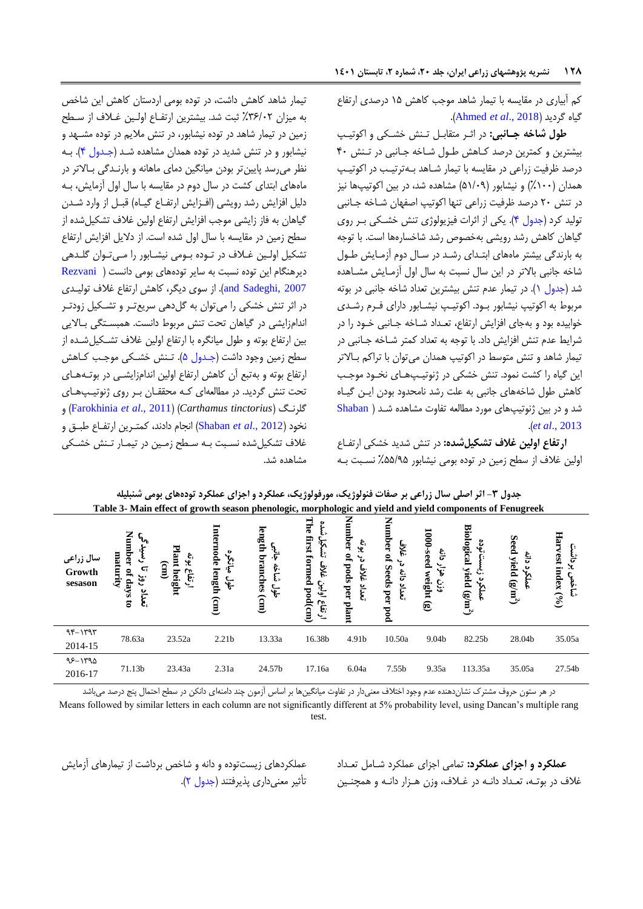کم آبیاری در مقایسه با تیمار شاهد موجب کاهش ۱۵ درصدی ارتفاع گیاه گردید (Ahmed *et al*., 2018).

**طول شاخه جانبی:** در اثر متقابل تنش خشکی و اکوتیپ بیشترین و کمترین درصد کاهش طول شاخه جانبی در تنش ۴۰ درصد ظرفیت زراعی در مقایسه با تیمار شاهد به‌ترتیب در اکوتیپ همدان (۱۰۰٪) و نیشابور (۵۱/۰۹) مشاهده شد، در بین اکوتیپ‌ها نیز در تنش ۲۰ درصد ظرفیت زراعی تنها اکوتیپ اصفهان شاخه جانبی تولید کرد (جدول ۴). یکی از اثرات فیزیولوژی تنش خشکی بر روی گیاهان کاهش رشد رویشی به‌خصوص رشد شاخسارهها است. با توجه به بارندگی بیشتر ماه‌های ابتدای رشد در سال دوم آزمایش طول شاخه جانبی بالاتر در این سال نسبت به سال اول آزمایش مشاهده شد (جدول ۱). در تیمار عدم تنش بیشترین تعداد شاخه جانبی در بوته مربوط به اکوتیپ نیشابور بود. اکوتیپ نیشابور دارای فرم رشدی خوابیده بود و به‌جای افزایش ارتفاع، تعداد شاخه جانبی خود را در شرایط عدم تنش افزایش داد. با توجه به تعداد کمتر شاخه جانبی در تیمار شاهد و تنش متوسط در اکوتیپ همدان می‌توان با تراکم بالاتر این گیاه را کشت نمود. تنش خشکی در ژنوتیپ‌های نخود موجب کاهش طول شاخه‌های جانبی به علت رشد نامحدود بودن این گیاه شد و در بین ژنوتیپ‌های مورد مطالعه تفاوت مشاهده شد (Shaban *et al*., 2013).

**ارتفاع اولین غلاف تشکیل‌شده:** در تنش شدید خشکی ارتفاع اولین غلاف از سطح زمین در توده بومی نیشابور ۵۵/۹۵٪ نسبت به تیمار شاهد کاهش داشت، در توده بومی اردستان کاهش این شاخص به میزان ۳۶/۰۲٪ ثبت شد. بیشترین ارتفاع اولین غلاف از سطح زمین در تیمار شاهد در توده نیشابور، در تنش ملایم در توده مشهد و نیشابور و در تنش شدید در توده همدان مشاهده شد (جدول ۴). به نظر می‌رسد پایین‌تر بودن میانگین دمای ماهانه و بارندگی بالاتر در ماه‌های ابتدای کشت در سال دوم در مقایسه با سال اول آزمایش، به دلیل افزایش رشد رویشی (افزایش ارتفاع گیاه) قبل از وارد شدن گیاهان به فاز زایشی موجب افزایش ارتفاع اولین غلاف تشکیل‌شده از سطح زمین در مقایسه با سال اول شده است. از دلایل افزایش ارتفاع تشکیل اولین غلاف در توده بومی نیشابور را می‌توان گلدهی دیرهنگام این توده نسبت به سایر توده‌های بومی دانست (Rezvani and Sadeghi, 2007). از سوی دیگر، کاهش ارتفاع غلاف تولیدی در اثر تنش خشکی را می‌توان به گلدهی سریع‌تر و تشکیل زودتر اندام‌زایشی در گیاهان تحت تنش مربوط دانست. همبستگی بالایی بین ارتفاع بوته و طول میانگره با ارتفاع اولین غلاف تشکیل‌شده از سطح زمین وجود داشت (جدول ۵). تنش خشکی موجب کاهش ارتفاع بوته و به‌تبع آن کاهش ارتفاع اولین اندام‌زایشی در بوته‌های تحت تنش گردید. در مطالعه‌ای که محققان بر روی ژنوتیپ‌های گلرنگ (*Carthamus tinctorius*) (Farokhinia *et al*., 2011) و نخود (Shaban *et al*., 2012) انجام دادند، کمترین ارتفاع طبق و غلاف تشکیل‌شده نسبت به سطح زمین در تیمار تنش خشکی مشاهده شد.

**جدول ۳- اثر اصلی سال زراعی بر صفات فنولوژیک، مورفولوژیک، عملکرد و اجزای عملکرد توده‌های بومی شنبلیله**

**Table 3- Main effect of growth season phenologic, morphologic and yield and yield components of Fenugreek**

| سال زراعی Growth sesason | تعداد روز تا رسیدگی Number of days to maturity | ارتفاع بوته Plant height (cm) | طول میانگره Internode length (cm) | طول شاخه جانبی length branches (cm) | ارتفاع اولین غلاف تشکیل‌شده The first formed pod(cm) | تعداد غلاف در بوته Number of pods per plant | تعداد دانه در غلاف Number of Seeds per pod | وزن هزار دانه 1000-seed weight (g) | عملکرد زیست‌توده Biological yield (g/m²) | عملکرد دانه Seed yield (g/m²) | شاخص برداشت Harvest index (%) |
|---|---|---|---|---|---|---|---|---|---|---|---|
| ۹۴–۱۳۹۳ 2014-15 | 78.63a | 23.52a | 2.21b | 13.33a | 16.38b | 4.91b | 10.50a | 9.04b | 82.25b | 28.04b | 35.05a |
| ۹۶–۱۳۹۵ 2016-17 | 71.13b | 23.43a | 2.31a | 24.57b | 17.16a | 6.04a | 7.55b | 9.35a | 113.35a | 35.05a | 27.54b |

در هر ستون حروف مشترک نشان‌دهنده عدم وجود اختلاف معنی‌دار در تفاوت میانگین‌ها بر اساس آزمون چند دامنه‌ای دانکن در سطح احتمال پنج درصد می‌باشد

Means followed by similar letters in each column are not significantly different at 5% probability level, using Dancan's multiple rang test.

**عملکرد و اجزای عملکرد:** تمامی اجزای عملکرد شامل تعداد غلاف در بوته، تعداد دانه در غلاف، وزن هزار دانه و همچنین عملکردهای زیست‌توده و دانه و شاخص برداشت از تیمارهای آزمایش تأثیر معنی‌داری پذیرفتند (جدول ۲).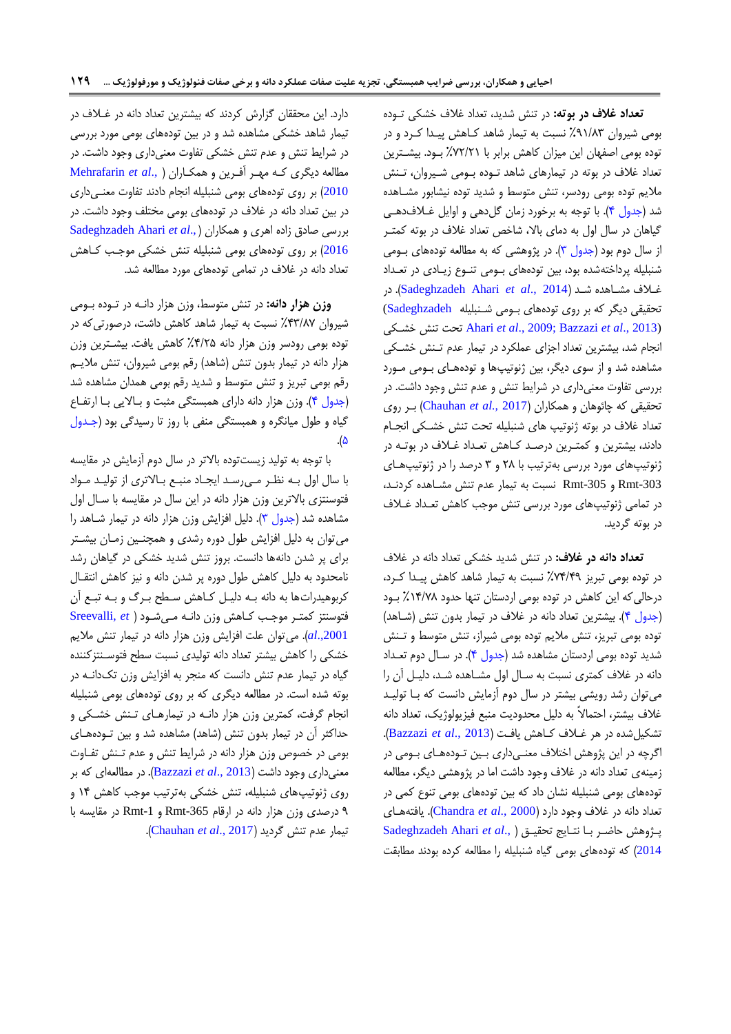**تعداد غلاف در بوته:** در تنش شدید، تعداد غلاف خشکی توده بومی شیروان ۹۱/۸۳٪ نسبت به تیمار شاهد کاهش پیدا کرد و در توده بومی اصفهان این میزان کاهش برابر با ۷۲/۲۱٪ بود. بیشترین تعداد غلاف در بوته در تیمارهای شاهد توده بومی شیروان، تنش ملایم توده بومی رودسر، تنش متوسط و شدید توده نیشابور مشاهده شد (جدول ۴). با توجه به برخورد زمان گل‌دهی و اوایل غلاف‌دهی گیاهان در سال اول به دمای بالا، شاخص تعداد غلاف در بوته کمتر از سال دوم بود (جدول ۳). در پژوهشی که به مطالعه توده‌های بومی شنبلیله پرداخته‌شده بود، بین توده‌های بومی تنوع زیادی در تعداد غلاف مشاهده شد (Sadeghzadeh Ahari *et al*., 2014). در تحقیقی دیگر که بر روی توده‌های بومی شنبلیله (Sadeghzadeh Ahari *et al*., 2009; Bazzazi *et al*., 2013) تحت تنش خشکی انجام شد، بیشترین تعداد اجزای عملکرد در تیمار عدم تنش خشکی مشاهده شد و از سوی دیگر، بین ژنوتیپ‌ها و توده‌های بومی مورد بررسی تفاوت معنی‌داری در شرایط تنش و عدم تنش وجود داشت. در تحقیقی که چائوهان و همکاران (Chauhan *et al*., 2017) بر روی تعداد غلاف در بوته ژنوتیپ های شنبلیله تحت تنش خشکی انجام دادند، بیشترین و کمترین درصد کاهش تعداد غلاف در بوته در ژنوتیپ‌های مورد بررسی به‌ترتیب با ۲۸ و ۳ درصد را در ژنوتیپ‌های Rmt-303 و Rmt-305 نسبت به تیمار عدم تنش مشاهده کردند، در تمامی ژنوتیپ‌های مورد بررسی تنش موجب کاهش تعداد غلاف در بوته گردید.

**تعداد دانه در غلاف:** در تنش شدید خشکی تعداد دانه در غلاف در توده بومی تبریز ۷۴/۴۹٪ نسبت به تیمار شاهد کاهش پیدا کرد، درحالی‌که این کاهش در توده بومی اردستان تنها حدود ۱۴/۷۸٪ بود (جدول ۴). بیشترین تعداد دانه در غلاف در تیمار بدون تنش (شاهد) توده بومی تبریز، تنش ملایم توده بومی شیراز، تنش متوسط و تنش شدید توده بومی اردستان مشاهده شد (جدول ۴). در سال دوم تعداد دانه در غلاف کمتری نسبت به سال اول مشاهده شد، دلیل آن را می‌توان رشد رویشی بیشتر در سال دوم آزمایش دانست که با تولید غلاف بیشتر، احتمالاً به دلیل محدودیت منبع فیزیولوژیک، تعداد دانه تشکیل‌شده در هر غلاف کاهش یافت (Bazzazi *et al*., 2013). اگرچه در این پژوهش اختلاف معنی‌داری بین توده‌های بومی در زمینه‌ی تعداد دانه در غلاف وجود داشت اما در پژوهشی دیگر، مطالعه توده‌های بومی شنبلیله نشان داد که بین توده‌های بومی تنوع کمی در تعداد دانه در غلاف وجود دارد (Chandra *et al*., 2000). یافته‌های پژوهش حاضر با نتایج تحقیق (Sadeghzadeh Ahari *et al*., 2014) که توده‌های بومی گیاه شنبلیله را مطالعه کرده بودند مطابقت دارد. این محققان گزارش کردند که بیشترین تعداد دانه در غلاف در تیمار شاهد خشکی مشاهده شد و در بین توده‌های بومی مورد بررسی در شرایط تنش و عدم تنش خشکی تفاوت معنی‌داری وجود داشت. در مطالعه دیگری که مهر آفرین و همکاران (Mehrafarin *et al*., 2010) بر روی توده‌های بومی شنبلیله انجام دادند تفاوت معنی‌داری در بین تعداد دانه در غلاف در توده‌های بومی مختلف وجود داشت. در بررسی صادق زاده اهری و همکاران (Sadeghzadeh Ahari *et al*., 2016) بر روی توده‌های بومی شنبلیله تنش خشکی موجب کاهش تعداد دانه در غلاف در تمامی توده‌های مورد مطالعه شد.

**وزن هزار دانه:** در تنش متوسط، وزن هزار دانه در توده بومی شیروان ۴۳/۸۷٪ نسبت به تیمار شاهد کاهش داشت، درصورتی‌که در توده بومی رودسر وزن هزار دانه ۴/۲۵٪ کاهش یافت. بیشترین وزن هزار دانه در تیمار بدون تنش (شاهد) رقم بومی شیروان، تنش ملایم رقم بومی تبریز و تنش متوسط و شدید رقم بومی همدان مشاهده شد (جدول ۴). وزن هزار دانه دارای همبستگی مثبت و بالایی با ارتفاع گیاه و طول میانگره و همبستگی منفی با روز تا رسیدگی بود (جدول ۵).

با توجه به تولید زیست‌توده بالاتر در سال دوم آزمایش در مقایسه با سال اول به نظر می‌رسد ایجاد منبع بالاتری از تولید مواد فتوسنتزی بالاترین وزن هزار دانه در این سال در مقایسه با سال اول مشاهده شد (جدول ۳). دلیل افزایش وزن هزار دانه در تیمار شاهد را می‌توان به دلیل افزایش طول دوره رشدی و همچنین زمان بیشتر برای پر شدن دانه‌ها دانست. بروز تنش شدید خشکی در گیاهان رشد نامحدود به دلیل کاهش طول دوره پر شدن دانه و نیز کاهش انتقال کربوهیدرات‌ها به دانه به دلیل کاهش سطح برگ و به تبع آن فتوسنتز کمتر موجب کاهش وزن دانه می‌شود (Sreevalli, *et al*.,2001). می‌توان علت افزایش وزن هزار دانه در تیمار تنش ملایم خشکی را کاهش بیشتر تعداد دانه تولیدی نسبت سطح فتوسنتزکننده گیاه در تیمار عدم تنش دانست که منجر به افزایش وزن تک‌دانه در بوته شده است. در مطالعه دیگری که بر روی توده‌های بومی شنبلیله انجام گرفت، کمترین وزن هزار دانه در تیمارهای تنش خشکی و حداکثر آن در تیمار بدون تنش (شاهد) مشاهده شد و بین توده‌های بومی در خصوص وزن هزار دانه در شرایط تنش و عدم تنش تفاوت معنی‌داری وجود داشت (Bazzazi *et al*., 2013). در مطالعه‌ای که بر روی ژنوتیپ‌های شنبلیله، تنش خشکی به‌ترتیب موجب کاهش ۱۴ و ۹ درصدی وزن هزار دانه در ارقام Rmt-365 و Rmt-1 در مقایسه با تیمار عدم تنش گردید (Chauhan *et al*., 2017).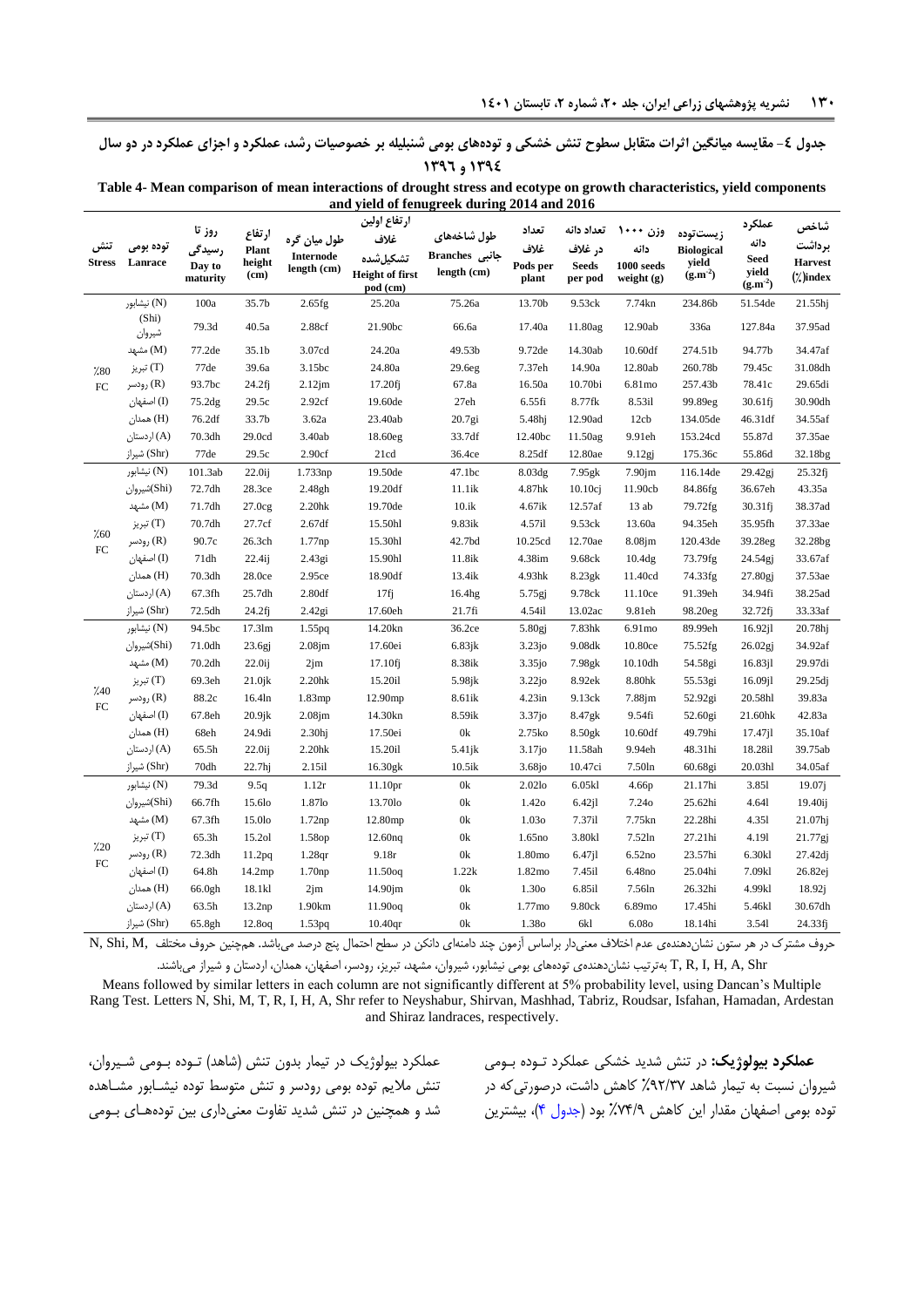جدول ٤- مقایسه میانگین اثرات متقابل سطوح تنش خشکی و توده‌های بومی شنبلیله بر خصوصیات رشد، عملکرد و اجزای عملکرد در دو سال ١٣٩٤ و ١٣٩٦

**Table 4- Mean comparison of mean interactions of drought stress and ecotype on growth characteristics, yield components and yield of fenugreek during 2014 and 2016**

| تنش Stress | توده بومی Lanrace | روز تا رسیدگی Day to maturity | ارتفاع Plant height (cm) | طول میان گره Internode length (cm) | ارتفاع اولین غلاف تشکیل‌شده Height of first pod (cm) | طول شاخه‌های جانبی Branches length (cm) | تعداد غلاف Pods per plant | تعداد دانه در غلاف Seeds per pod | وزن ۱۰۰۰ دانه 1000 seeds weight (g) | زیست‌توده Biological yield ($g.m^{-2}$) | عملکرد دانه Seed yield ($g.m^{-2}$) | شاخص برداشت Harvest (%)index |
|---|---|---|---|---|---|---|---|---|---|---|---|---|
| %80 FC | نیشابور (N) | 100a | 35.7b | 2.65fg | 25.20a | 75.26a | 13.70b | 9.53ck | 7.74kn | 234.86b | 51.54de | 21.55hj |
| | (Shi) شیروان | 79.3d | 40.5a | 2.88cf | 21.90bc | 66.6a | 17.40a | 11.80ag | 12.90ab | 336a | 127.84a | 37.95ad |
| | مشهد (M) | 77.2de | 35.1b | 3.07cd | 24.20a | 49.53b | 9.72de | 14.30ab | 10.60df | 274.51b | 94.77b | 34.47af |
| | تبریز (T) | 77de | 39.6a | 3.15bc | 24.80a | 29.6eg | 7.37eh | 14.90a | 12.80ab | 260.78b | 79.45c | 31.08dh |
| | رودسر (R) | 93.7bc | 24.2fj | 2.12jm | 17.20fj | 67.8a | 16.50a | 10.70bi | 6.81mo | 257.43b | 78.41c | 29.65di |
| | اصفهان (I) | 75.2dg | 29.5c | 2.92cf | 19.60de | 27eh | 6.55fi | 8.77fk | 8.53il | 99.89eg | 30.61fj | 30.90dh |
| | همدان (H) | 76.2df | 33.7b | 3.62a | 23.40ab | 20.7gi | 5.48hj | 12.90ad | 12cb | 134.05de | 46.31df | 34.55af |
| | اردستان (A) | 70.3dh | 29.0cd | 3.40ab | 18.60eg | 33.7df | 12.40bc | 11.50ag | 9.91eh | 153.24cd | 55.87d | 37.35ae |
| | شیراز (Shr) | 77de | 29.5c | 2.90cf | 21cd | 36.4ce | 8.25df | 12.80ae | 9.12gj | 175.36c | 55.86d | 32.18bg |
| %60 FC | نیشابور (N) | 101.3ab | 22.0ij | 1.733np | 19.50de | 47.1bc | 8.03dg | 7.95gk | 7.90jm | 116.14de | 29.42gj | 25.32fj |
| | (Shi)شیروان | 72.7dh | 28.3ce | 2.48gh | 19.20df | 11.1ik | 4.87hk | 10.10cj | 11.90cb | 84.86fg | 36.67eh | 43.35a |
| | مشهد (M) | 71.7dh | 27.0cg | 2.20hk | 19.70de | 10.ik | 4.67ik | 12.57af | 13 ab | 79.72fg | 30.31fj | 38.37ad |
| | تبریز (T) | 70.7dh | 27.7cf | 2.67df | 15.50hl | 9.83ik | 4.57il | 9.53ck | 13.60a | 94.35eh | 35.95fh | 37.33ae |
| | رودسر (R) | 90.7c | 26.3ch | 1.77np | 15.30hl | 42.7bd | 10.25cd | 12.70ae | 8.08jm | 120.43de | 39.28eg | 32.28bg |
| | اصفهان (I) | 71dh | 22.4ij | 2.43gi | 15.90hl | 11.8ik | 4.38im | 9.68ck | 10.4dg | 73.79fg | 24.54gj | 33.67af |
| | همدان (H) | 70.3dh | 28.0ce | 2.95ce | 18.90df | 13.4ik | 4.93hk | 8.23gk | 11.40cd | 74.33fg | 27.80gj | 37.53ae |
| | اردستان (A) | 67.3fh | 25.7dh | 2.80df | 17fj | 16.4hg | 5.75gj | 9.78ck | 11.10ce | 91.39eh | 34.94fi | 38.25ad |
| | شیراز (Shr) | 72.5dh | 24.2fj | 2.42gi | 17.60eh | 21.7fi | 4.54il | 13.02ac | 9.81eh | 98.20eg | 32.72fj | 33.33af |
| %40 FC | نیشابور (N) | 94.5bc | 17.3lm | 1.55pq | 14.20kn | 36.2ce | 5.80gj | 7.83hk | 6.91mo | 89.99eh | 16.92jl | 20.78hj |
| | (Shi)شیروان | 71.0dh | 23.6gj | 2.08jm | 17.60ei | 6.83jk | 3.23jo | 9.08dk | 10.80ce | 75.52fg | 26.02gj | 34.92af |
| | مشهد (M) | 70.2dh | 22.0ij | 2jm | 17.10fj | 8.38ik | 3.35jo | 7.98gk | 10.10dh | 54.58gi | 16.83jl | 29.97di |
| | تبریز (T) | 69.3eh | 21.0jk | 2.20hk | 15.20il | 5.98jk | 3.22jo | 8.92ek | 8.80hk | 55.53gi | 16.09jl | 29.25dj |
| | رودسر (R) | 88.2c | 16.4ln | 1.83mp | 12.90mp | 8.61ik | 4.23in | 9.13ck | 7.88jm | 52.92gi | 20.58hl | 39.83a |
| | اصفهان (I) | 67.8eh | 20.9jk | 2.08jm | 14.30kn | 8.59ik | 3.37jo | 8.47gk | 9.54fi | 52.60gi | 21.60hk | 42.83a |
| | همدان (H) | 68eh | 24.9di | 2.30hj | 17.50ei | 0k | 2.75ko | 8.50gk | 10.60df | 49.79hi | 17.47jl | 35.10af |
| | اردستان (A) | 65.5h | 22.0ij | 2.20hk | 15.20il | 5.41jk | 3.17jo | 11.58ah | 9.94eh | 48.31hi | 18.28il | 39.75ab |
| | شیراز (Shr) | 70dh | 22.7hj | 2.15il | 16.30gk | 10.5ik | 3.68jo | 10.47ci | 7.50ln | 60.68gi | 20.03hl | 34.05af |
| %20 FC | نیشابور (N) | 79.3d | 9.5q | 1.12r | 11.10pr | 0k | 2.02lo | 6.05kl | 4.66p | 21.17hi | 3.85l | 19.07j |
| | (Shi)شیروان | 66.7fh | 15.6lo | 1.87lo | 13.70lo | 0k | 1.42o | 6.42jl | 7.24o | 25.62hi | 4.64l | 19.40ij |
| | مشهد (M) | 67.3fh | 15.0lo | 1.72np | 12.80mp | 0k | 1.03o | 7.37il | 7.75kn | 22.28hi | 4.35l | 21.07hj |
| | تبریز (T) | 65.3h | 15.2ol | 1.58op | 12.60nq | 0k | 1.65no | 3.80kl | 7.52ln | 27.21hi | 4.19l | 21.77gj |
| | رودسر (R) | 72.3dh | 11.2pq | 1.28qr | 9.18r | 0k | 1.80mo | 6.47jl | 6.52no | 23.57hi | 6.30kl | 27.42dj |
| | اصفهان (I) | 64.8h | 14.2mp | 1.70np | 11.50oq | 1.22k | 1.82mo | 7.45il | 6.48no | 25.04hi | 7.09kl | 26.82ej |
| | همدان (H) | 66.0gh | 18.1kl | 2jm | 14.90jm | 0k | 1.30o | 6.85il | 7.56ln | 26.32hi | 4.99kl | 18.92j |
| | اردستان (A) | 63.5h | 13.2np | 1.90km | 11.90oq | 0k | 1.77mo | 9.80ck | 6.89mo | 17.45hi | 5.46kl | 30.67dh |
| | شیراز (Shr) | 65.8gh | 12.8oq | 1.53pq | 10.40qr | 0k | 1.38o | 6kl | 6.08o | 18.14hi | 3.54l | 24.33fj |

حروف مشترک در هر ستون نشان‌دهنده‌ی عدم اختلاف معنی‌دار براساس آزمون چند دامنه‌ای دانکن در سطح احتمال پنج درصد می‌باشد. همچنین حروف مختلف N, Shi, M, T, R, I, H, A, Shr به‌ترتیب نشان‌دهنده‌ی توده‌های بومی نیشابور، شیروان، مشهد، تبریز، رودسر، اصفهان، همدان، اردستان و شیراز می‌باشند.

Means followed by similar letters in each column are not significantly different at 5% probability level, using Dancan's Multiple Rang Test. Letters N, Shi, M, T, R, I, H, A, Shr refer to Neyshabur, Shirvan, Mashhad, Tabriz, Roudsar, Isfahan, Hamadan, Ardestan and Shiraz landraces, respectively.

**عملکرد بیولوژیک:** در تنش شدید خشکی عملکرد تـوده بـومی شیروان نسبت به تیمار شاهد ۹۲/۳۷٪ کاهش داشت، درصورتی‌که در توده بومی اصفهان مقدار این کاهش ۷۴/۹٪ بود (جدول ۴)، بیشترین عملکرد بیولوژیک در تیمار بدون تنش (شاهد) تـوده بـومی شـیروان، تنش ملایم توده بومی رودسر و تنش متوسط توده نیشـابور مشـاهده شد و همچنین در تنش شدید تفاوت معنی‌داری بین توده‌هـای بـومی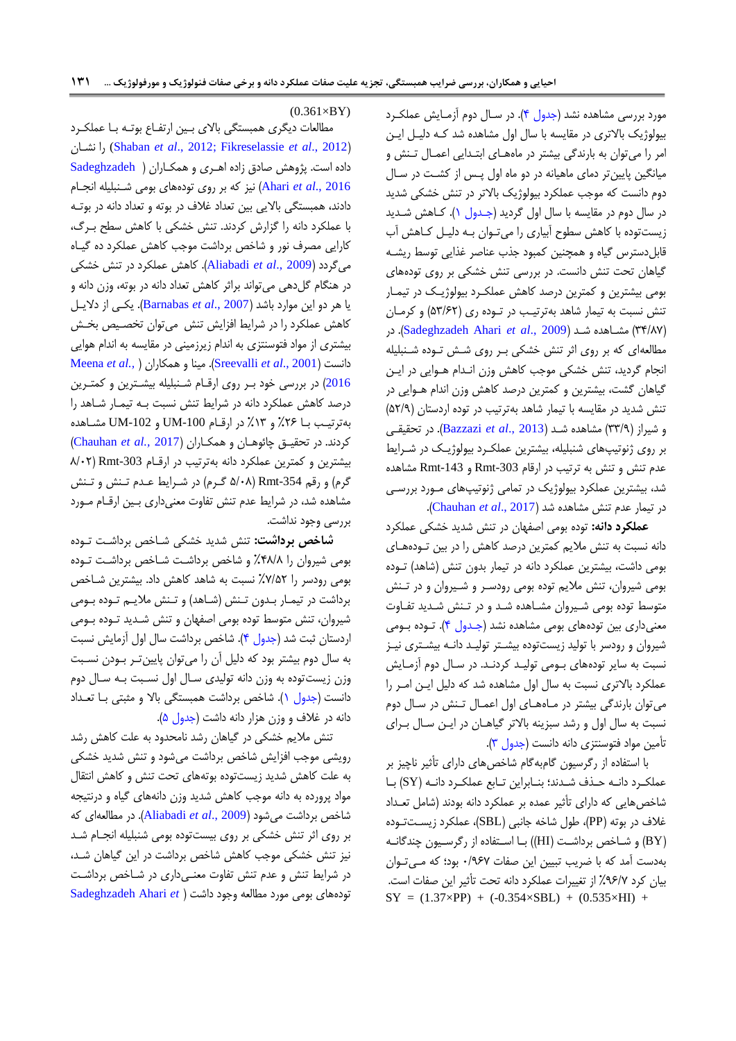مورد بررسی مشاهده نشد (جدول ۴). در سال دوم آزمایش عملکرد بیولوژیک بالاتری در مقایسه با سال اول مشاهده شد که دلیل این امر را می‌توان به بارندگی بیشتر در ماه‌های ابتدایی اعمال تنش و میانگین پایین‌تر دمای ماهیانه در دو ماه اول پس از کشت در سال دوم دانست که موجب عملکرد بیولوژیک بالاتر در تنش خشکی شدید در سال دوم در مقایسه با سال اول گردید (جدول ۱). کاهش شدید زیست‌توده با کاهش سطوح آبیاری را می‌توان به دلیل کاهش آب قابل‌دسترس گیاه و همچنین کمبود جذب عناصر غذایی توسط ریشه گیاهان تحت تنش دانست. در بررسی تنش خشکی بر روی توده‌های بومی بیشترین و کمترین درصد کاهش عملکرد بیولوژیک در تیمار تنش نسبت به تیمار شاهد به‌ترتیب در توده ری (۵۳/۶۲) و کرمان (۳۴/۸۷) مشاهده شد (Sadeghzadeh Ahari *et al*., 2009). در مطالعه‌ای که بر روی اثر تنش خشکی بر روی شش توده شنبلیله انجام گردید، تنش خشکی موجب کاهش وزن اندام هوایی در این گیاهان گشت، بیشترین و کمترین درصد کاهش وزن اندام هوایی در تنش شدید در مقایسه با تیمار شاهد به‌ترتیب در توده اردستان (۵۲/۹) و شیراز (۳۳/۹) مشاهده شد (Bazzazi *et al*., 2013). در تحقیقی بر روی ژنوتیپ‌های شنبلیله، بیشترین عملکرد بیولوژیک در شرایط عدم تنش و تنش به ترتیب در ارقام Rmt-303 و Rmt-143 مشاهده شد، بیشترین عملکرد بیولوژیک در تمامی ژنوتیپ‌های مورد بررسی در تیمار عدم تنش مشاهده شد (Chauhan *et al*., 2017).

**عملکرد دانه:** توده بومی اصفهان در تنش شدید خشکی عملکرد دانه نسبت به تنش ملایم کمترین درصد کاهش را در بین توده‌های بومی داشت، بیشترین عملکرد دانه در تیمار بدون تنش (شاهد) توده بومی شیروان، تنش ملایم توده بومی رودسر و شیروان و در تنش متوسط توده بومی شیروان مشاهده شد و در تنش شدید تفاوت معنی‌داری بین توده‌های بومی مشاهده نشد (جدول ۴). توده بومی شیروان و رودسر با تولید زیست‌توده بیشتر تولید دانه بیشتری نیز نسبت به سایر توده‌های بومی تولید کردند. در سال دوم آزمایش عملکرد بالاتری نسبت به سال اول مشاهده شد که دلیل این امر را می‌توان بارندگی بیشتر در ماه‌های اول اعمال تنش در سال دوم نسبت به سال اول و رشد سبزینه بالاتر گیاهان در این سال برای تأمین مواد فتوسنتزی دانه دانست (جدول ۳).

با استفاده از رگرسیون گام‌به‌گام شاخص‌های دارای تأثیر ناچیز بر عملکرد دانه حذف شدند؛ بنابراین تابع عملکرد دانه (SY) با شاخص‌هایی که دارای تأثیر عمده بر عملکرد دانه بودند (شامل تعداد غلاف در بوته (PP)، طول شاخ جانبی (SBL)، عملکرد زیست‌توده (BY) و شاخص برداشت (HI)) با استفاده از رگرسیون چندگانه به‌دست آمد که با ضریب تبیین این صفات ۰/۹۶۷ بود؛ که می‌توان بیان کرد ۹۶/۷٪ از تغییرات عملکرد دانه تحت تأثیر این صفات است.

$$SY = (1.37\times PP) + (-0.354\times SBL) + (0.535\times HI) + (0.361\times BY)$$

مطالعات دیگری همبستگی بالای بین ارتفاع بوته با عملکرد (Shaban *et al*., 2012; Fikreselassie *et al*., 2012) را نشان داده است. پژوهش صادق زاده اهری و همکاران (Sadeghzadeh Ahari *et al*., 2016) نیز که بر روی توده‌های بومی شنبلیله انجام دادند، همبستگی بالایی بین تعداد غلاف در بوته و تعداد دانه در بوته با عملکرد دانه را گزارش کردند. تنش خشکی با کاهش سطح برگ، کارایی مصرف نور و شاخص برداشت موجب کاهش عملکرد ده گیاه می‌گردد (Aliabadi *et al*., 2009). کاهش عملکرد در تنش خشکی در هنگام گل‌دهی می‌تواند براثر کاهش تعداد دانه در بوته، وزن دانه و یا هر دو این موارد باشد (Barnabas *et al*., 2007). یکی از دلایل کاهش عملکرد را در شرایط افزایش تنش می‌توان تخصیص بخش بیشتری از مواد فتوسنتزی به اندام زیرزمینی در مقایسه به اندام هوایی دانست (Sreevalli *et al*., 2001). مینا و همکاران (Meena *et al*., 2016) در بررسی خود بر روی ارقام شنبلیله بیشترین و کمترین درصد کاهش عملکرد دانه در شرایط تنش نسبت به تیمار شاهد را به‌ترتیب با ۲۶٪ و ۱۳٪ در ارقام UM-100 و UM-102 مشاهده کردند. در تحقیق چائوهان و همکاران (Chauhan *et al*., 2017) بیشترین و کمترین عملکرد دانه به‌ترتیب در ارقام Rmt-303 (۸/۰۲ گرم) و رقم Rmt-354 (۵/۰۸ گرم) در شرایط عدم تنش و تنش مشاهده شد، در شرایط عدم تنش تفاوت معنی‌داری بین ارقام مورد بررسی وجود نداشت.

**شاخص برداشت:** تنش شدید خشکی شاخص برداشت توده بومی شیروان را ۴۸/۸٪ و شاخص برداشت توده بومی رودسر را ۷/۵۲٪ نسبت به شاهد کاهش داد. بیشترین شاخص برداشت در تیمار بدون تنش (شاهد) و تنش ملایم توده بومی شیروان، تنش متوسط توده بومی اصفهان و تنش شدید توده بومی اردستان ثبت شد (جدول ۴). شاخص برداشت سال اول آزمایش نسبت به سال دوم بیشتر بود که دلیل آن را می‌توان پایین‌تر بودن نسبت وزن زیست‌توده به وزن دانه تولیدی سال اول نسبت به سال دوم دانست (جدول ۱). شاخص برداشت همبستگی بالا و مثبتی با تعداد دانه در غلاف و وزن هزار دانه داشت (جدول ۵).

تنش ملایم خشکی در گیاهان رشد نامحدود به علت کاهش رشد رویشی موجب افزایش شاخص برداشت می‌شود و تنش شدید خشکی به علت کاهش شدید زیست‌توده بوته‌های تحت تنش و کاهش انتقال مواد پرورده به دانه موجب کاهش شدید وزن دانه‌های گیاه و درنتیجه شاخص برداشت می‌شود (Aliabadi *et al*., 2009). در مطالعه‌ای که بر روی اثر تنش خشکی بر روی بیست‌توده بومی شنبلیله انجام شد نیز تنش خشکی موجب کاهش شاخص برداشت در این گیاهان شد، در شرایط تنش و عدم تنش تفاوت معنی‌داری در شاخص برداشت توده‌های بومی مورد مطالعه وجود داشت (Sadeghzadeh Ahari *et*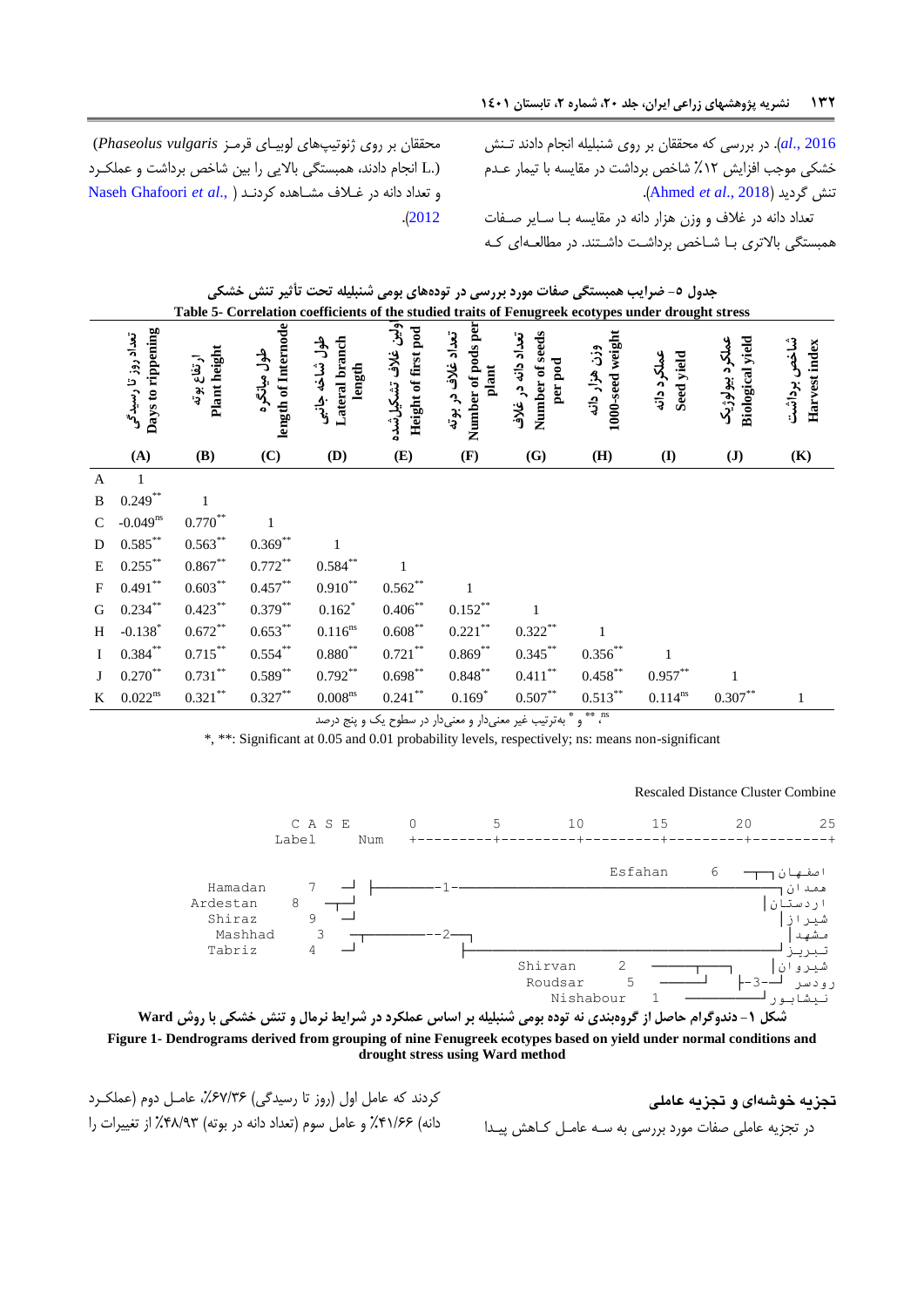al., 2016). در بررسی که محققان بر روی شنبلیله انجام دادند تنش خشکی موجب افزایش ۱۲٪ شاخص برداشت در مقایسه با تیمار عدم تنش گردید (Ahmed *et al*., 2018).

تعداد دانه در غلاف و وزن هزار دانه در مقایسه با سایر صفات همبستگی بالاتری با شاخص برداشت داشتند. در مطالعه‌ای که محققان بر روی ژنوتیپ‌های لوبیای قرمز (*Phaseolus vulgaris* L.) انجام دادند، همبستگی بالایی را بین شاخص برداشت و عملکرد و تعداد دانه در غلاف مشاهده کردند (Naseh Ghafoori *et al*., 2012).

جدول ۵- ضرایب همبستگی صفات مورد بررسی در توده‌های بومی شنبلیله تحت تأثیر تنش خشکی

**Table 5- Correlation coefficients of the studied traits of Fenugreek ecotypes under drought stress**

| | تعداد روز تا رسیدگی Days to rippening (A) | ارتفاع بوته Plant height (B) | طول میانگره length of Internode (C) | طول شاخه جانبی Lateral branch length (D) | اولین غلاف تشکیل‌شده Height of first pod (E) | تعداد غلاف در بوته Number of pods per plant (F) | تعداد دانه در غلاف Number of seeds per pod (G) | وزن هزار دانه 1000-seed weight (H) | عملکرد دانه Seed yield (I) | عملکرد بیولوژیک Biological yield (J) | شاخص برداشت Harvest index (K) |
|---|---|---|---|---|---|---|---|---|---|---|---|
| A | 1 | | | | | | | | | | |
| B | 0.249** | 1 | | | | | | | | | |
| C | -0.049ns | 0.770** | 1 | | | | | | | | |
| D | 0.585** | 0.563** | 0.369** | 1 | | | | | | | |
| E | 0.255** | 0.867** | 0.772** | 0.584** | 1 | | | | | | |
| F | 0.491** | 0.603** | 0.457** | 0.910** | 0.562** | 1 | | | | | |
| G | 0.234** | 0.423** | 0.379** | 0.162* | 0.406** | 0.152** | 1 | | | | |
| H | -0.138* | 0.672** | 0.653** | 0.116ns | 0.608** | 0.221** | 0.322** | 1 | | | |
| I | 0.384** | 0.715** | 0.554** | 0.880** | 0.721** | 0.869** | 0.345** | 0.356** | 1 | | |
| J | 0.270** | 0.731** | 0.589** | 0.792** | 0.698** | 0.848** | 0.411** | 0.458** | 0.957** | 1 | |
| K | 0.022ns | 0.321** | 0.327** | 0.008ns | 0.241** | 0.169* | 0.507** | 0.513** | 0.114ns | 0.307** | 1 |

ns، * و ** به‌ترتیب غیر معنی‌دار و معنی‌دار در سطوح یک و پنج درصد

*, **: Significant at 0.05 and 0.01 probability levels, respectively; ns: means non-significant

```
                                   Rescaled Distance Cluster Combine

        C A S E        0         5        10        15        20        25
  Label        Num     +---------+---------+---------+---------+---------+

                                           Esfahan    6   ─┬─ اصفهان
  Hamadan       7  ─┐ |──────────-1-─────────────────────────┤ همدان
  Ardestan      8 ─┼─┘                                       | اردستان
  Shiraz        9  ─┘                                        | شیراز
  Mashhad       3   ─┬──────────--2-─┐                       | مشهد
  Tabriz        4  ─┘                |───────────────────────┘ تبریز
                                Shirvan    2   ────────────┐ | شیروان
                                Roudsar    5   ──────────┘ |-3-- رودسر
                                Nishabour  1   ──────────────┘ نیشابور
```

شکل ۱- دندوگرام حاصل از گروه‌بندی نه توده بومی شنبلیله بر اساس عملکرد در شرایط نرمال و تنش خشکی به روش Ward

**Figure 1- Dendrograms derived from grouping of nine Fenugreek ecotypes based on yield under normal conditions and drought stress using Ward method**

## تجزیه خوشه‌ای و تجزیه عاملی

در تجزیه عاملی صفات مورد بررسی به سه عامل کاهش پیدا کردند که عامل اول (روز تا رسیدگی) ۶۷/۳۶٪، عامل دوم (عملکرد دانه) ۴۱/۶۶٪ و عامل سوم (تعداد دانه در بوته) ۴۸/۹۳٪ از تغییرات را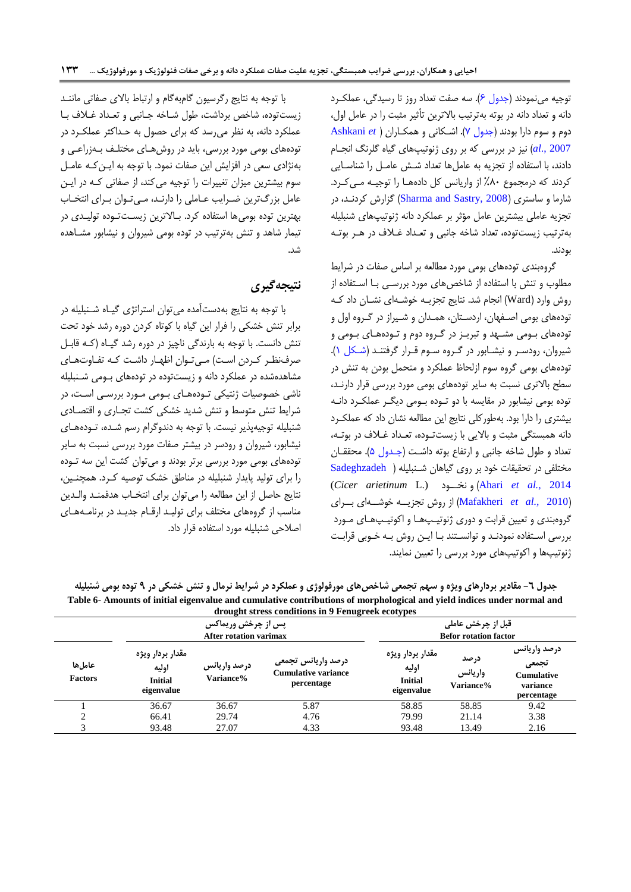توجیه می‌نمودند (جدول ۶). سه صفت تعداد روز تا رسیدگی، عملکرد دانه و تعداد دانه در بوته به‌ترتیب بالاترین تأثیر مثبت را در عامل اول، دوم و سوم دارا بودند (جدول ۷). اشکانی و همکاران (Ashkani *et al.*, 2007) نیز در بررسی که بر روی ژنوتیپ‌های گیاه گلرنگ انجام دادند، با استفاده از تجزیه به عامل‌ها تعداد شش عامل را شناسایی کردند که درمجموع ۸۰٪ از واریانس کل داده‌ها را توجیه می‌کرد. شارما و ساستری (Sharma and Sastry, 2008) گزارش کردند، در تجزیه عاملی بیشترین عامل مؤثر بر عملکرد دانه ژنوتیپ‌های شنبلیله به‌ترتیب زیست‌توده، تعداد شاخه جانبی و تعداد غلاف در هر بوته بودند.

گروه‌بندی توده‌های بومی مورد مطالعه بر اساس صفات در شرایط مطلوب و تنش با استفاده از شاخص‌های مورد بررسی با استفاده از روش وارد (Ward) انجام شد. نتایج تجزیه خوشه‌ای نشان داد که توده‌های بومی اصفهان، اردستان، همدان و شیراز در گروه اول و توده‌های بومی مشهد و تبریز در گروه دوم و توده‌های بومی شیروان، رودسر و نیشابور در گروه سوم قرار گرفتند (شکل ۱). توده‌های بومی گروه سوم ازلحاظ عملکرد و متحمل بودن به تنش در سطح بالاتری نسبت به سایر توده‌های بومی مورد بررسی قرار دارند، توده بومی نیشابور در مقایسه با دو توده بومی دیگر عملکرد دانه بیشتری را دارا بود. به‌طورکلی نتایج این مطالعه نشان داد که عملکرد دانه همبستگی مثبت و بالایی با زیست‌توده، تعداد غلاف در بوته، تعداد و طول شاخه جانبی و ارتفاع بوته داشت (جدول ۵). محققان مختلفی در تحقیقات خود بر روی گیاهان شنبلیله (Sadeghzadeh Ahari *et al.*, 2014) و نخود (*Cicer arietinum* L.) (Mafakheri *et al.*, 2010) از روش تجزیه خوشه‌ای برای گروه‌بندی و تعیین قرابت و دوری ژنوتیپ‌ها و اکوتیپ‌های مورد بررسی استفاده نمودند و توانستند با این روش به خوبی قرابت ژنوتیپ‌ها و اکوتیپ‌های مورد بررسی را تعیین نمایند.

با توجه به نتایج رگرسیون گام‌به‌گام و ارتباط بالای صفاتی مانند زیست‌توده، شاخص برداشت، طول شاخه جانبی و تعداد غلاف با عملکرد دانه، به نظر می‌رسد که برای حصول به حداکثر عملکرد در توده‌های بومی مورد بررسی، باید در روش‌های مختلف به‌زراعی و به‌نژادی سعی در افزایش این صفات نمود. با توجه به این‌که عامل سوم بیشترین میزان تغییرات را توجیه می‌کند، از صفاتی که در این عامل بزرگ‌ترین ضرایب عاملی را دارند، می‌توان برای انتخاب بهترین توده بومی‌ها استفاده کرد. بالاترین زیست‌توده تولیدی در تیمار شاهد و تنش به‌ترتیب در توده بومی شیروان و نیشابور مشاهده شد.

## نتیجه‌گیری

با توجه به نتایج به‌دست‌آمده می‌توان استراتژی گیاه شنبلیله در برابر تنش خشکی را فرار این گیاه با کوتاه کردن دوره رشد خود تحت تنش دانست. با توجه به بارندگی ناچیز در دوره رشد گیاه (که قابل صرف‌نظر کردن است) می‌توان اظهار داشت که تفاوت‌های مشاهده‌شده در عملکرد دانه و زیست‌توده در توده‌های بومی شنبلیله ناشی خصوصیات ژنتیکی توده‌های بومی مورد بررسی است، در شرایط تنش متوسط و تنش شدید خشکی کشت تجاری و اقتصادی شنبلیله توجیه‌پذیر نیست. با توجه به دندوگرام رسم شده، توده‌های نیشابور، شیروان و رودسر در بیشتر صفات مورد بررسی نسبت به سایر توده‌های بومی مورد بررسی برتر بودند و می‌توان کشت این سه توده را برای تولید پایدار شنبلیله در مناطق خشک توصیه کرد. همچنین، نتایج حاصل از این مطالعه را می‌توان برای انتخاب هدفمند والدین مناسب از گروه‌های مختلف برای تولید ارقام جدید در برنامه‌های اصلاحی شنبلیله مورد استفاده قرار داد.

جدول ٦- مقادیر بردارهای ویژه و سهم تجمعی شاخص‌های مورفولوژی و عملکرد در شرایط نرمال و تنش خشکی در ۹ توده بومی شنبلیله

Table 6- Amounts of initial eigenvalue and cumulative contributions of morphological and yield indices under normal and drought stress conditions in 9 Fenugreek ecotypes

| عامل‌ها Factors | پس از چرخش وریماکس After rotation varimax | | | قبل از چرخش عاملی Befor rotation factor | | |
|---|---|---|---|---|---|---|
| | مقدار بردار ویژه اولیه Initial eigenvalue | درصد واریانس Variance% | درصد واریانس تجمعی Cumulative variance percentage | مقدار بردار ویژه اولیه Initial eigenvalue | درصد واریانس Variance% | درصد واریانس تجمعی Cumulative variance percentage |
| 1 | 36.67 | 36.67 | 5.87 | 58.85 | 58.85 | 9.42 |
| 2 | 66.41 | 29.74 | 4.76 | 79.99 | 21.14 | 3.38 |
| 3 | 93.48 | 27.07 | 4.33 | 93.48 | 13.49 | 2.16 |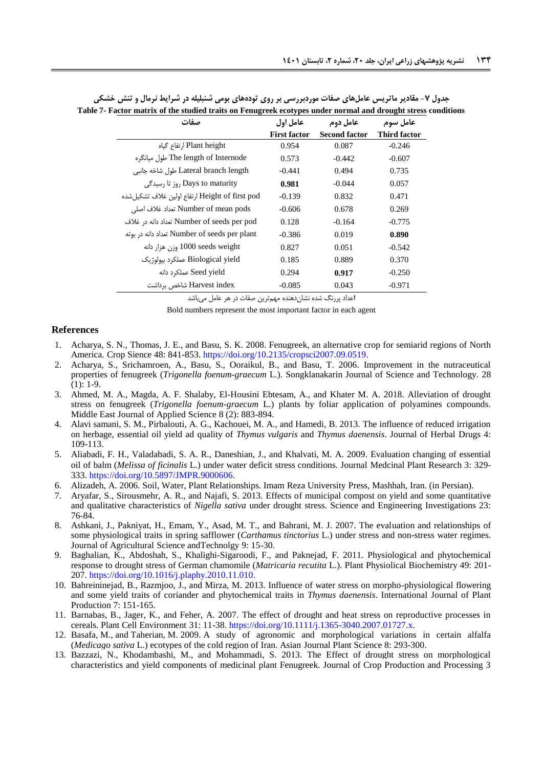جدول ۷- مقادیر ماتریس عامل‌های صفات موردبررسی بر روی توده‌های بومی شنبلیله در شرایط نرمال و تنش خشکی

Table 7- Factor matrix of the studied traits on Fenugreek ecotypes under normal and drought stress conditions

| صفات | عامل اول<br>First factor | عامل دوم<br>Second factor | عامل سوم<br>Third factor |
|---|---|---|---|
| ارتفاع گیاه Plant height | 0.954 | 0.087 | -0.246 |
| طول میانگره The length of Internode | 0.573 | -0.442 | -0.607 |
| طول شاخه جانبی Lateral branch length | -0.441 | 0.494 | 0.735 |
| روز تا رسیدگی Days to maturity | **0.981** | -0.044 | 0.057 |
| ارتفاع اولین غلاف تشکیل‌شده Height of first pod | -0.139 | 0.832 | 0.471 |
| تعداد غلاف اصلی Number of mean pods | -0.606 | 0.678 | 0.269 |
| تعداد دانه در غلاف Number of seeds per pod | 0.128 | -0.164 | -0.775 |
| تعداد دانه در بوته Number of seeds per plant | -0.386 | 0.019 | **0.890** |
| وزن هزار دانه 1000 seeds weight | 0.827 | 0.051 | -0.542 |
| عملکرد بیولوژیک Biological yield | 0.185 | 0.889 | 0.370 |
| عملکرد دانه Seed yield | 0.294 | **0.917** | -0.250 |
| شاخص برداشت Harvest index | -0.085 | 0.043 | -0.971 |

اعداد پررنگ شده نشان‌دهنده مهم‌ترین صفات در هر عامل می‌باشد

Bold numbers represent the most important factor in each agent

## References

1. Acharya, S. N., Thomas, J. E., and Basu, S. K. 2008. Fenugreek, an alternative crop for semiarid regions of North America. Crop Sience 48: 841-853. https://doi.org/10.2135/cropsci2007.09.0519.
2. Acharya, S., Srichamroen, A., Basu, S., Ooraikul, B., and Basu, T. 2006. Improvement in the nutraceutical properties of fenugreek (*Trigonella foenum-graecum* L.). Songklanakarin Journal of Science and Technology. 28 (1): 1-9.
3. Ahmed, M. A., Magda, A. F. Shalaby, El-Housini Ebtesam, A., and Khater M. A. 2018. Alleviation of drought stress on fenugreek (*Trigonella foenum-graecum* L.) plants by foliar application of polyamines compounds. Middle East Journal of Applied Science 8 (2): 883-894.
4. Alavi samani, S. M., Pirbalouti, A. G., Kachouei, M. A., and Hamedi, B. 2013. The influence of reduced irrigation on herbage, essential oil yield ad quality of *Thymus vulgaris* and *Thymus daenensis*. Journal of Herbal Drugs 4: 109-113.
5. Aliabadi, F. H., Valadabadi, S. A. R., Daneshian, J., and Khalvati, M. A. 2009. Evaluation changing of essential oil of balm (*Melissa of ficinalis* L.) under water deficit stress conditions. Journal Medcinal Plant Research 3: 329-333. https://doi.org/10.5897/JMPR.9000606.
6. Alizadeh, A. 2006. Soil, Water, Plant Relationships. Imam Reza University Press, Mashhah, Iran. (in Persian).
7. Aryafar, S., Sirousmehr, A. R., and Najafi, S. 2013. Effects of municipal compost on yield and some quantitative and qualitative characteristics of *Nigella sativa* under drought stress. Science and Engineering Investigations 23: 76-84.
8. Ashkani, J., Pakniyat, H., Emam, Y., Asad, M. T., and Bahrani, M. J. 2007. The evaluation and relationships of some physiological traits in spring safflower (*Carthamus tinctorius* L.) under stress and non-stress water regimes. Journal of Agricultural Science andTechnolgy 9: 15-30.
9. Baghalian, K., Abdoshah, S., Khalighi-Sigaroodi, F., and Paknejad, F. 2011. Physiological and phytochemical response to drought stress of German chamomile (*Matricaria recutita* L.). Plant Physiolical Biochemistry 49: 201-207. https://doi.org/10.1016/j.plaphy.2010.11.010.
10. Bahreininejad, B., Razmjoo, J., and Mirza, M. 2013. Influence of water stress on morpho-physiological flowering and some yield traits of coriander and phytochemical traits in *Thymus daenensis*. International Journal of Plant Production 7: 151-165.
11. Barnabas, B., Jager, K., and Feher, A. 2007. The effect of drought and heat stress on reproductive processes in cereals. Plant Cell Environment 31: 11-38. https://doi.org/10.1111/j.1365-3040.2007.01727.x.
12. Basafa, M., and Taherian, M. 2009. A study of agronomic and morphological variations in certain alfalfa (*Medicago sativa* L.) ecotypes of the cold region of Iran. Asian Journal Plant Science 8: 293-300.
13. Bazzazi, N., Khodambashi, M., and Mohammadi, S. 2013. The Effect of drought stress on morphological characteristics and yield components of medicinal plant Fenugreek. Journal of Crop Production and Processing 3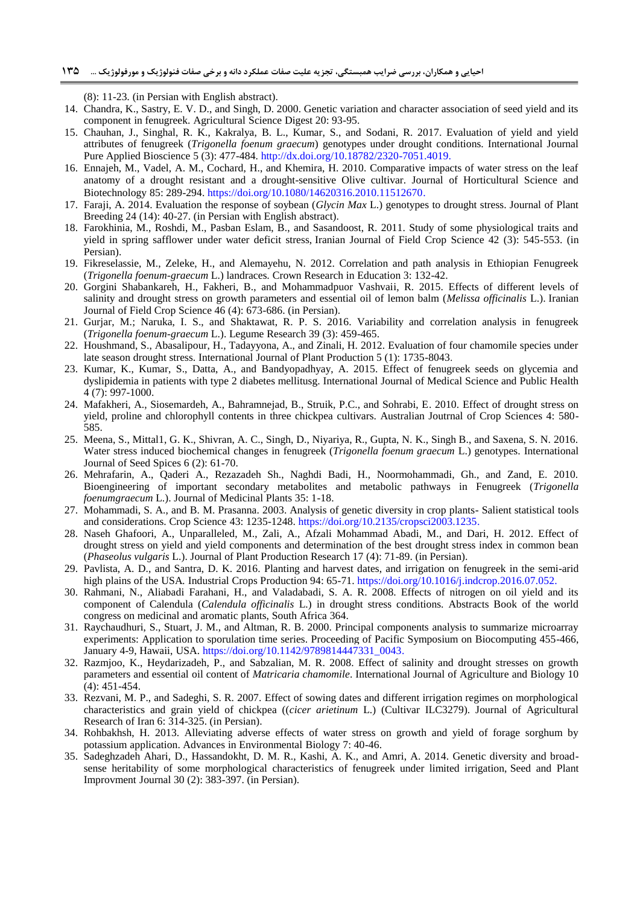(8): 11-23. (in Persian with English abstract).

14. Chandra, K., Sastry, E. V. D., and Singh, D. 2000. Genetic variation and character association of seed yield and its component in fenugreek. Agricultural Science Digest 20: 93-95.
15. Chauhan, J., Singhal, R. K., Kakralya, B. L., Kumar, S., and Sodani, R. 2017. Evaluation of yield and yield attributes of fenugreek (*Trigonella foenum graecum*) genotypes under drought conditions. International Journal Pure Applied Bioscience 5 (3): 477-484. http://dx.doi.org/10.18782/2320-7051.4019.
16. Ennajeh, M., Vadel, A. M., Cochard, H., and Khemira, H. 2010. Comparative impacts of water stress on the leaf anatomy of a drought resistant and a drought-sensitive Olive cultivar. Journal of Horticultural Science and Biotechnology 85: 289-294. https://doi.org/10.1080/14620316.2010.11512670.
17. Faraji, A. 2014. Evaluation the response of soybean (*Glycin Max* L.) genotypes to drought stress. Journal of Plant Breeding 24 (14): 40-27. (in Persian with English abstract).
18. Farokhinia, M., Roshdi, M., Pasban Eslam, B., and Sasandoost, R. 2011. Study of some physiological traits and yield in spring safflower under water deficit stress, Iranian Journal of Field Crop Science 42 (3): 545-553. (in Persian).
19. Fikreselassie, M., Zeleke, H., and Alemayehu, N. 2012. Correlation and path analysis in Ethiopian Fenugreek (*Trigonella foenum-graecum* L.) landraces. Crown Research in Education 3: 132-42.
20. Gorgini Shabankareh, H., Fakheri, B., and Mohammadpuor Vashvaii, R. 2015. Effects of different levels of salinity and drought stress on growth parameters and essential oil of lemon balm (*Melissa officinalis* L.). Iranian Journal of Field Crop Science 46 (4): 673-686. (in Persian).
21. Gurjar, M.; Naruka, I. S., and Shaktawat, R. P. S. 2016. Variability and correlation analysis in fenugreek (*Trigonella foenum-graecum* L.). Legume Research 39 (3): 459-465.
22. Houshmand, S., Abasalipour, H., Tadayyona, A., and Zinali, H. 2012. Evaluation of four chamomile species under late season drought stress. International Journal of Plant Production 5 (1): 1735-8043.
23. Kumar, K., Kumar, S., Datta, A., and Bandyopadhyay, A. 2015. Effect of fenugreek seeds on glycemia and dyslipidemia in patients with type 2 diabetes mellitusg. International Journal of Medical Science and Public Health 4 (7): 997-1000.
24. Mafakheri, A., Siosemardeh, A., Bahramnejad, B., Struik, P.C., and Sohrabi, E. 2010. Effect of drought stress on yield, proline and chlorophyll contents in three chickpea cultivars. Australian Joutrnal of Crop Sciences 4: 580-585.
25. Meena, S., Mittal1, G. K., Shivran, A. C., Singh, D., Niyariya, R., Gupta, N. K., Singh B., and Saxena, S. N. 2016. Water stress induced biochemical changes in fenugreek (*Trigonella foenum graecum* L.) genotypes. International Journal of Seed Spices 6 (2): 61-70.
26. Mehrafarin, A., Qaderi A., Rezazadeh Sh., Naghdi Badi, H., Noormohammadi, Gh., and Zand, E. 2010. Bioengineering of important secondary metabolites and metabolic pathways in Fenugreek (*Trigonella foenumgraecum* L.). Journal of Medicinal Plants 35: 1-18.
27. Mohammadi, S. A., and B. M. Prasanna. 2003. Analysis of genetic diversity in crop plants- Salient statistical tools and considerations. Crop Science 43: 1235-1248. https://doi.org/10.2135/cropsci2003.1235.
28. Naseh Ghafoori, A., Unparalleled, M., Zali, A., Afzali Mohammad Abadi, M., and Dari, H. 2012. Effect of drought stress on yield and yield components and determination of the best drought stress index in common bean (*Phaseolus vulgaris* L.). Journal of Plant Production Research 17 (4): 71-89. (in Persian).
29. Pavlista, A. D., and Santra, D. K. 2016. Planting and harvest dates, and irrigation on fenugreek in the semi-arid high plains of the USA. Industrial Crops Production 94: 65-71. https://doi.org/10.1016/j.indcrop.2016.07.052.
30. Rahmani, N., Aliabadi Farahani, H., and Valadabadi, S. A. R. 2008. Effects of nitrogen on oil yield and its component of Calendula (*Calendula officinalis* L.) in drought stress conditions. Abstracts Book of the world congress on medicinal and aromatic plants, South Africa 364.
31. Raychaudhuri, S., Stuart, J. M., and Altman, R. B. 2000. Principal components analysis to summarize microarray experiments: Application to sporulation time series. Proceeding of Pacific Symposium on Biocomputing 455-466, January 4-9, Hawaii, USA. https://doi.org/10.1142/9789814447331_0043.
32. Razmjoo, K., Heydarizadeh, P., and Sabzalian, M. R. 2008. Effect of salinity and drought stresses on growth parameters and essential oil content of *Matricaria chamomile*. International Journal of Agriculture and Biology 10 (4): 451-454.
33. Rezvani, M. P., and Sadeghi, S. R. 2007. Effect of sowing dates and different irrigation regimes on morphological characteristics and grain yield of chickpea ((*cicer arietinum* L.) (Cultivar ILC3279). Journal of Agricultural Research of Iran 6: 314-325. (in Persian).
34. Rohbakhsh, H. 2013. Alleviating adverse effects of water stress on growth and yield of forage sorghum by potassium application. Advances in Environmental Biology 7: 40-46.
35. Sadeghzadeh Ahari, D., Hassandokht, D. M. R., Kashi, A. K., and Amri, A. 2014. Genetic diversity and broad-sense heritability of some morphological characteristics of fenugreek under limited irrigation, Seed and Plant Improvment Journal 30 (2): 383-397. (in Persian).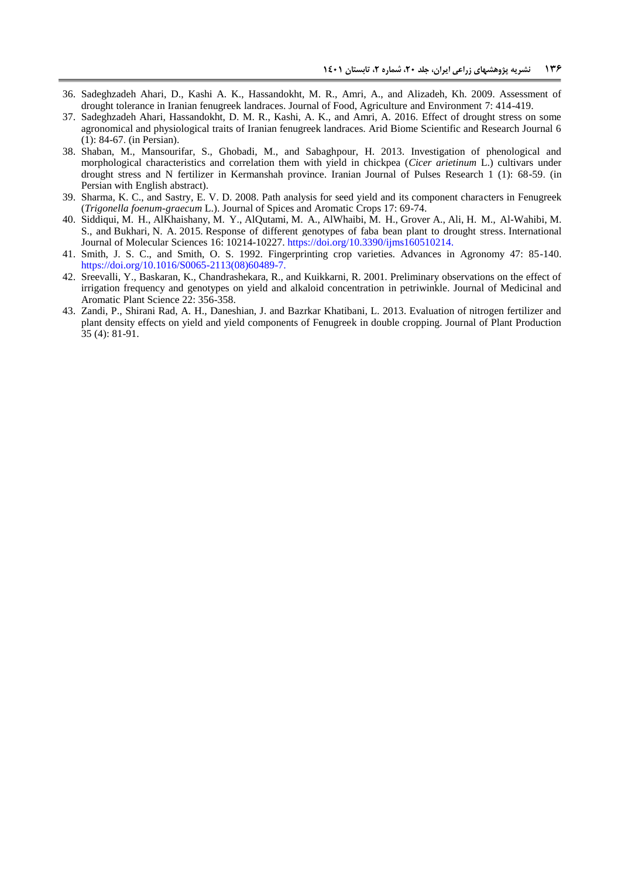36. Sadeghzadeh Ahari, D., Kashi A. K., Hassandokht, M. R., Amri, A., and Alizadeh, Kh. 2009. Assessment of drought tolerance in Iranian fenugreek landraces. Journal of Food, Agriculture and Environment 7: 414-419.
37. Sadeghzadeh Ahari, Hassandokht, D. M. R., Kashi, A. K., and Amri, A. 2016. Effect of drought stress on some agronomical and physiological traits of Iranian fenugreek landraces. Arid Biome Scientific and Research Journal 6 (1): 84-67. (in Persian).
38. Shaban, M., Mansourifar, S., Ghobadi, M., and Sabaghpour, H. 2013. Investigation of phenological and morphological characteristics and correlation them with yield in chickpea (*Cicer arietinum* L.) cultivars under drought stress and N fertilizer in Kermanshah province. Iranian Journal of Pulses Research 1 (1): 68-59. (in Persian with English abstract).
39. Sharma, K. C., and Sastry, E. V. D. 2008. Path analysis for seed yield and its component characters in Fenugreek (*Trigonella foenum-graecum* L.). Journal of Spices and Aromatic Crops 17: 69-74.
40. Siddiqui, M. H., AlKhaishany, M. Y., AlQutami, M. A., AlWhaibi, M. H., Grover A., Ali, H. M., Al-Wahibi, M. S., and Bukhari, N. A. 2015. Response of different genotypes of faba bean plant to drought stress. International Journal of Molecular Sciences 16: 10214-10227. https://doi.org/10.3390/ijms160510214.
41. Smith, J. S. C., and Smith, O. S. 1992. Fingerprinting crop varieties. Advances in Agronomy 47: 85-140. https://doi.org/10.1016/S0065-2113(08)60489-7.
42. Sreevalli, Y., Baskaran, K., Chandrashekara, R., and Kuikkarni, R. 2001. Preliminary observations on the effect of irrigation frequency and genotypes on yield and alkaloid concentration in petriwinkle. Journal of Medicinal and Aromatic Plant Science 22: 356-358.
43. Zandi, P., Shirani Rad, A. H., Daneshian, J. and Bazrkar Khatibani, L. 2013. Evaluation of nitrogen fertilizer and plant density effects on yield and yield components of Fenugreek in double cropping. Journal of Plant Production 35 (4): 81-91.